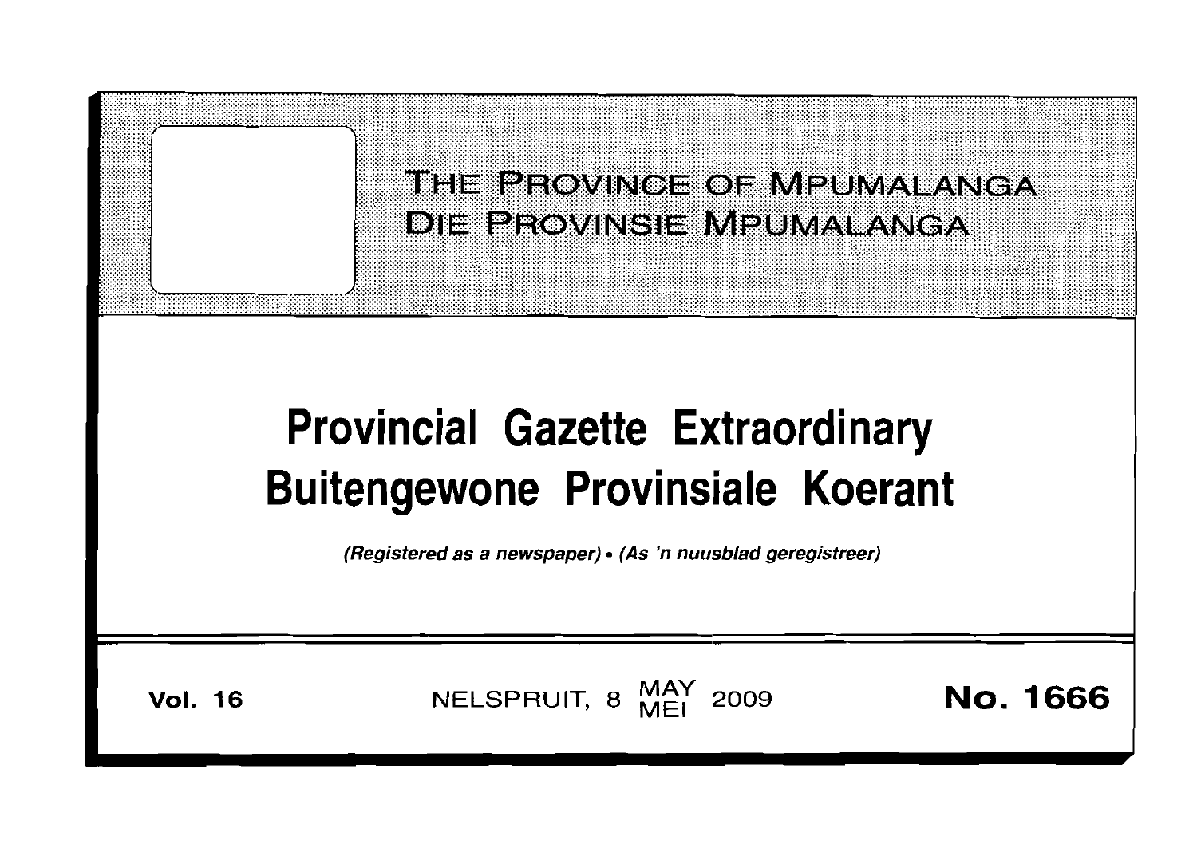THE PROVINCE OF MPUMALANGA
DIE PROVINSIE MPUMALANGA

# Provincial Gazette Extraordinary
# Buitengewone Provinsiale Koerant

*(Registered as a newspaper) • (As 'n nuusblad geregistreer)*

**Vol. 16** NELSPRUIT, 8 MAY MEI 2009 **No. 1666**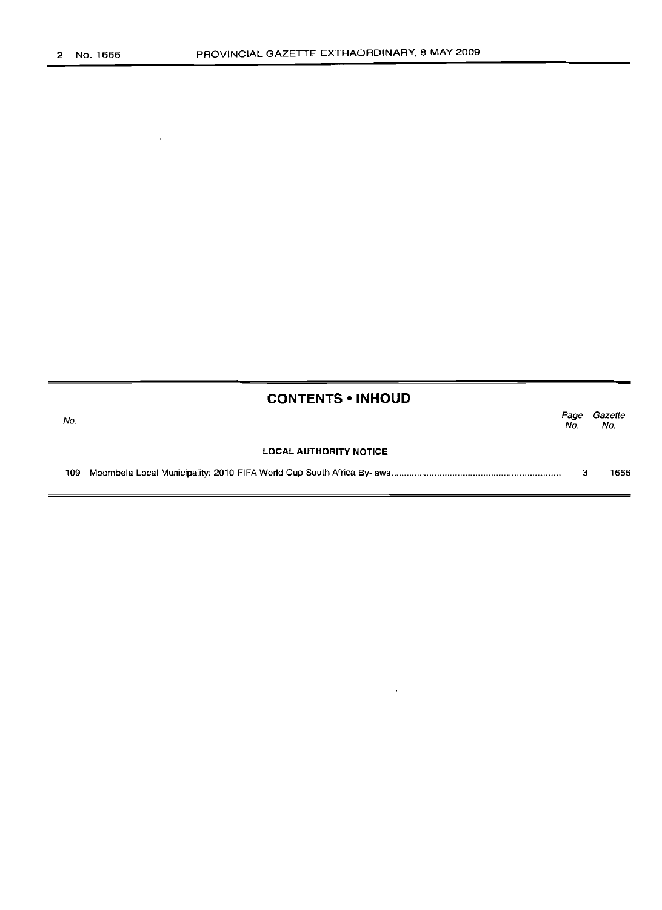## CONTENTS • INHOUD

| No. | | Page No. | Gazette No. |
|---|---|---|---|
| | **LOCAL AUTHORITY NOTICE** | | |
| 109 | Mbombela Local Municipality: 2010 FIFA World Cup South Africa By-laws | 3 | 1666 |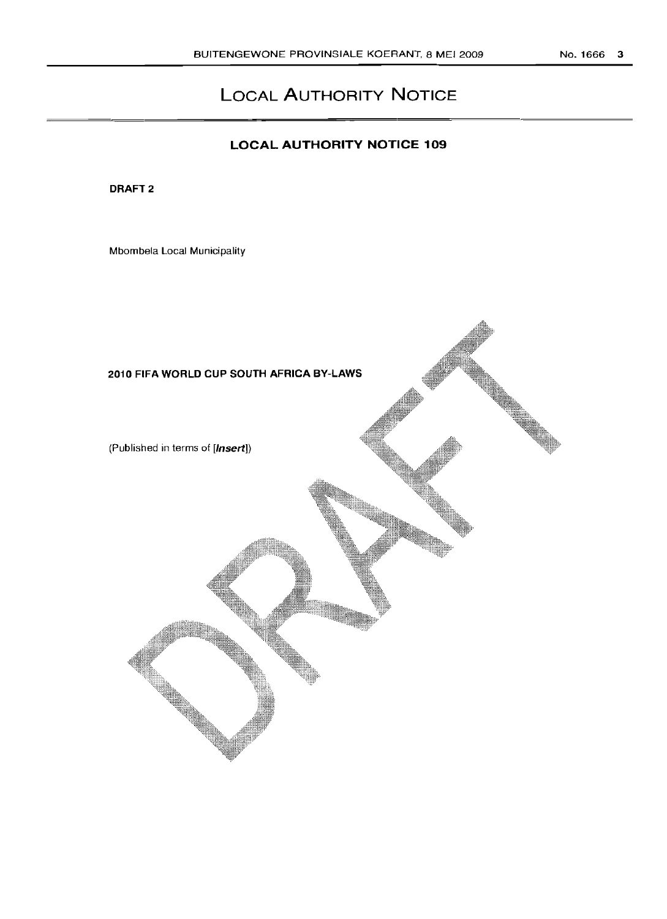# LOCAL AUTHORITY NOTICE

## LOCAL AUTHORITY NOTICE 109

**DRAFT 2**

Mbombela Local Municipality

**2010 FIFA WORLD CUP SOUTH AFRICA BY-LAWS**

(Published in terms of [***Insert***])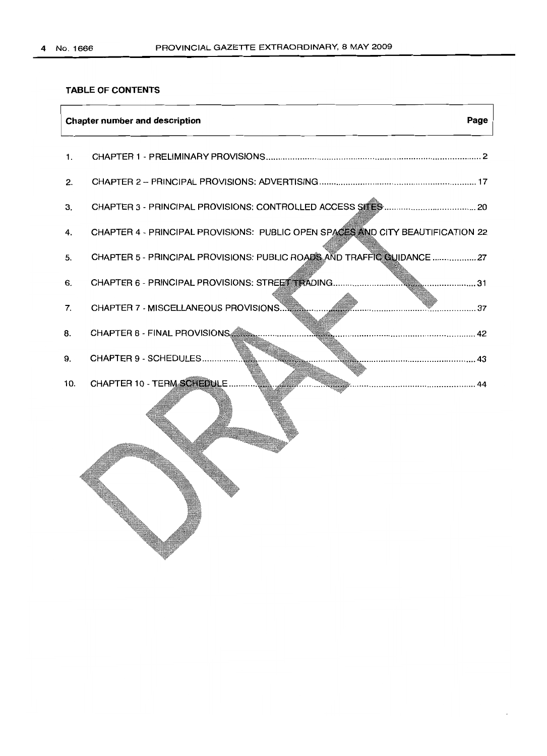**TABLE OF CONTENTS**

| | Chapter number and description | Page |
|---|---|---|
| 1. | CHAPTER 1 - PRELIMINARY PROVISIONS | 2 |
| 2. | CHAPTER 2 – PRINCIPAL PROVISIONS: ADVERTISING | 17 |
| 3. | CHAPTER 3 - PRINCIPAL PROVISIONS: CONTROLLED ACCESS SITES | 20 |
| 4. | CHAPTER 4 - PRINCIPAL PROVISIONS: PUBLIC OPEN SPACES AND CITY BEAUTIFICATION | 22 |
| 5. | CHAPTER 5 - PRINCIPAL PROVISIONS: PUBLIC ROADS AND TRAFFIC GUIDANCE | 27 |
| 6. | CHAPTER 6 - PRINCIPAL PROVISIONS: STREET TRADING | 31 |
| 7. | CHAPTER 7 - MISCELLANEOUS PROVISIONS | 37 |
| 8. | CHAPTER 8 - FINAL PROVISIONS | 42 |
| 9. | CHAPTER 9 - SCHEDULES | 43 |
| 10. | CHAPTER 10 - TERM SCHEDULE | 44 |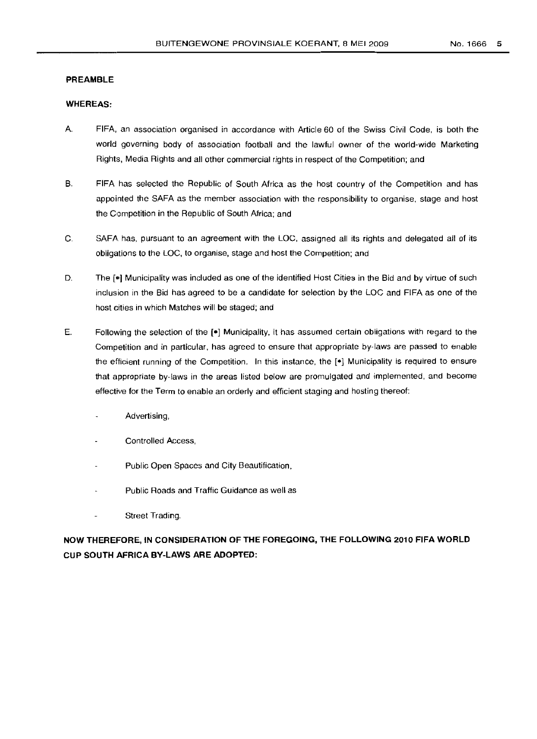**PREAMBLE**

**WHEREAS:**

A. FIFA, an association organised in accordance with Article 60 of the Swiss Civil Code, is both the world governing body of association football and the lawful owner of the world-wide Marketing Rights, Media Rights and all other commercial rights in respect of the Competition; and

B. FIFA has selected the Republic of South Africa as the host country of the Competition and has appointed the SAFA as the member association with the responsibility to organise, stage and host the Competition in the Republic of South Africa; and

C. SAFA has, pursuant to an agreement with the LOC, assigned all its rights and delegated all of its obligations to the LOC, to organise, stage and host the Competition; and

D. The [•] Municipality was included as one of the identified Host Cities in the Bid and by virtue of such inclusion in the Bid has agreed to be a candidate for selection by the LOC and FIFA as one of the host cities in which Matches will be staged; and

E. Following the selection of the [•] Municipality, it has assumed certain obligations with regard to the Competition and in particular, has agreed to ensure that appropriate by-laws are passed to enable the efficient running of the Competition. In this instance, the [•] Municipality is required to ensure that appropriate by-laws in the areas listed below are promulgated and implemented, and become effective for the Term to enable an orderly and efficient staging and hosting thereof:

- Advertising,
- Controlled Access,
- Public Open Spaces and City Beautification,
- Public Roads and Traffic Guidance as well as
- Street Trading.

**NOW THEREFORE, IN CONSIDERATION OF THE FOREGOING, THE FOLLOWING 2010 FIFA WORLD CUP SOUTH AFRICA BY-LAWS ARE ADOPTED:**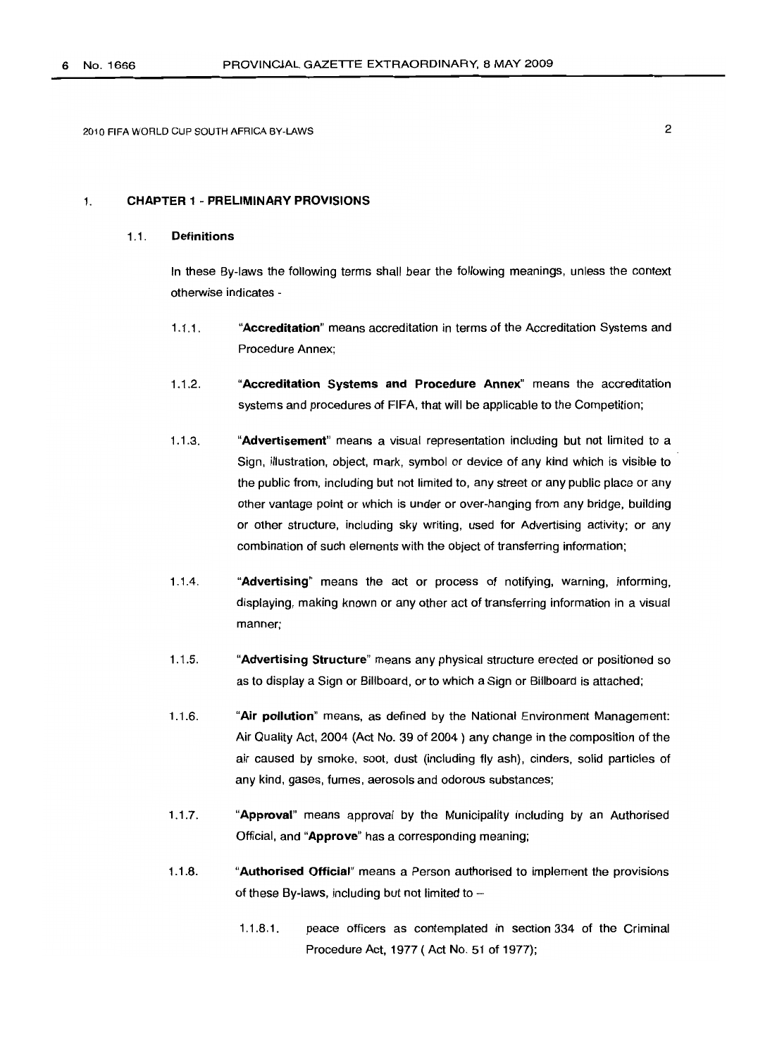## 1. CHAPTER 1 - PRELIMINARY PROVISIONS

### 1.1. Definitions

In these By-laws the following terms shall bear the following meanings, unless the context otherwise indicates -

1.1.1. "**Accreditation**" means accreditation in terms of the Accreditation Systems and Procedure Annex;

1.1.2. "**Accreditation Systems and Procedure Annex**" means the accreditation systems and procedures of FIFA, that will be applicable to the Competition;

1.1.3. "**Advertisement**" means a visual representation including but not limited to a Sign, illustration, object, mark, symbol or device of any kind which is visible to the public from, including but not limited to, any street or any public place or any other vantage point or which is under or over-hanging from any bridge, building or other structure, including sky writing, used for Advertising activity; or any combination of such elements with the object of transferring information;

1.1.4. "**Advertising**" means the act or process of notifying, warning, informing, displaying, making known or any other act of transferring information in a visual manner;

1.1.5. "**Advertising Structure**" means any physical structure erected or positioned so as to display a Sign or Billboard, or to which a Sign or Billboard is attached;

1.1.6. "**Air pollution**" means, as defined by the National Environment Management: Air Quality Act, 2004 (Act No. 39 of 2004 ) any change in the composition of the air caused by smoke, soot, dust (including fly ash), cinders, solid particles of any kind, gases, fumes, aerosols and odorous substances;

1.1.7. "**Approval**" means approval by the Municipality including by an Authorised Official, and "**Approve**" has a corresponding meaning;

1.1.8. "**Authorised Official**" means a Person authorised to implement the provisions of these By-laws, including but not limited to –

1.1.8.1. peace officers as contemplated in section 334 of the Criminal Procedure Act, 1977 ( Act No. 51 of 1977);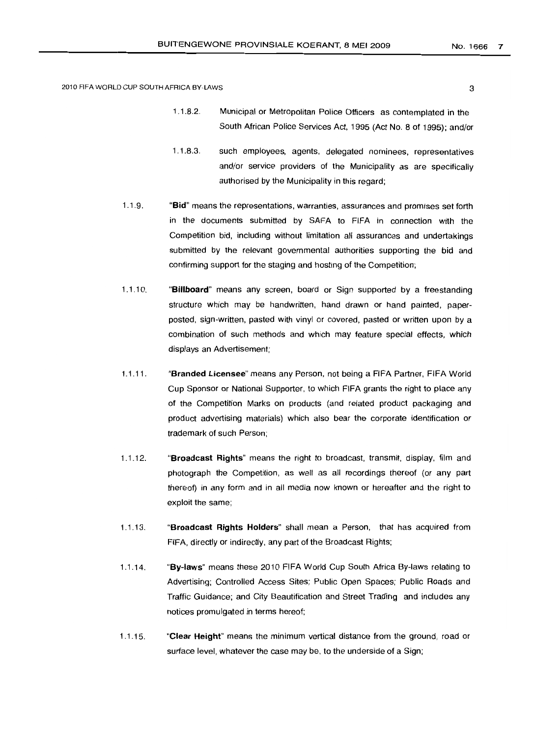1.1.8.2. Municipal or Metropolitan Police Officers as contemplated in the South African Police Services Act, 1995 (Act No. 8 of 1995); and/or

1.1.8.3. such employees, agents, delegated nominees, representatives and/or service providers of the Municipality as are specifically authorised by the Municipality in this regard;

1.1.9. "**Bid**" means the representations, warranties, assurances and promises set forth in the documents submitted by SAFA to FIFA in connection with the Competition bid, including without limitation all assurances and undertakings submitted by the relevant governmental authorities supporting the bid and confirming support for the staging and hosting of the Competition;

1.1.10. "**Billboard**" means any screen, board or Sign supported by a freestanding structure which may be handwritten, hand drawn or hand painted, paper-posted, sign-written, pasted with vinyl or covered, pasted or written upon by a combination of such methods and which may feature special effects, which displays an Advertisement;

1.1.11. "**Branded Licensee**" means any Person, not being a FIFA Partner, FIFA World Cup Sponsor or National Supporter, to which FIFA grants the right to place any of the Competition Marks on products (and related product packaging and product advertising materials) which also bear the corporate identification or trademark of such Person;

1.1.12. "**Broadcast Rights**" means the right to broadcast, transmit, display, film and photograph the Competition, as well as all recordings thereof (or any part thereof) in any form and in all media now known or hereafter and the right to exploit the same;

1.1.13. "**Broadcast Rights Holders**" shall mean a Person, that has acquired from FIFA, directly or indirectly, any part of the Broadcast Rights;

1.1.14. "**By-laws**" means these 2010 FIFA World Cup South Africa By-laws relating to Advertising; Controlled Access Sites; Public Open Spaces; Public Roads and Traffic Guidance; and City Beautification and Street Trading and includes any notices promulgated in terms hereof;

1.1.15. "**Clear Height**" means the minimum vertical distance from the ground, road or surface level, whatever the case may be, to the underside of a Sign;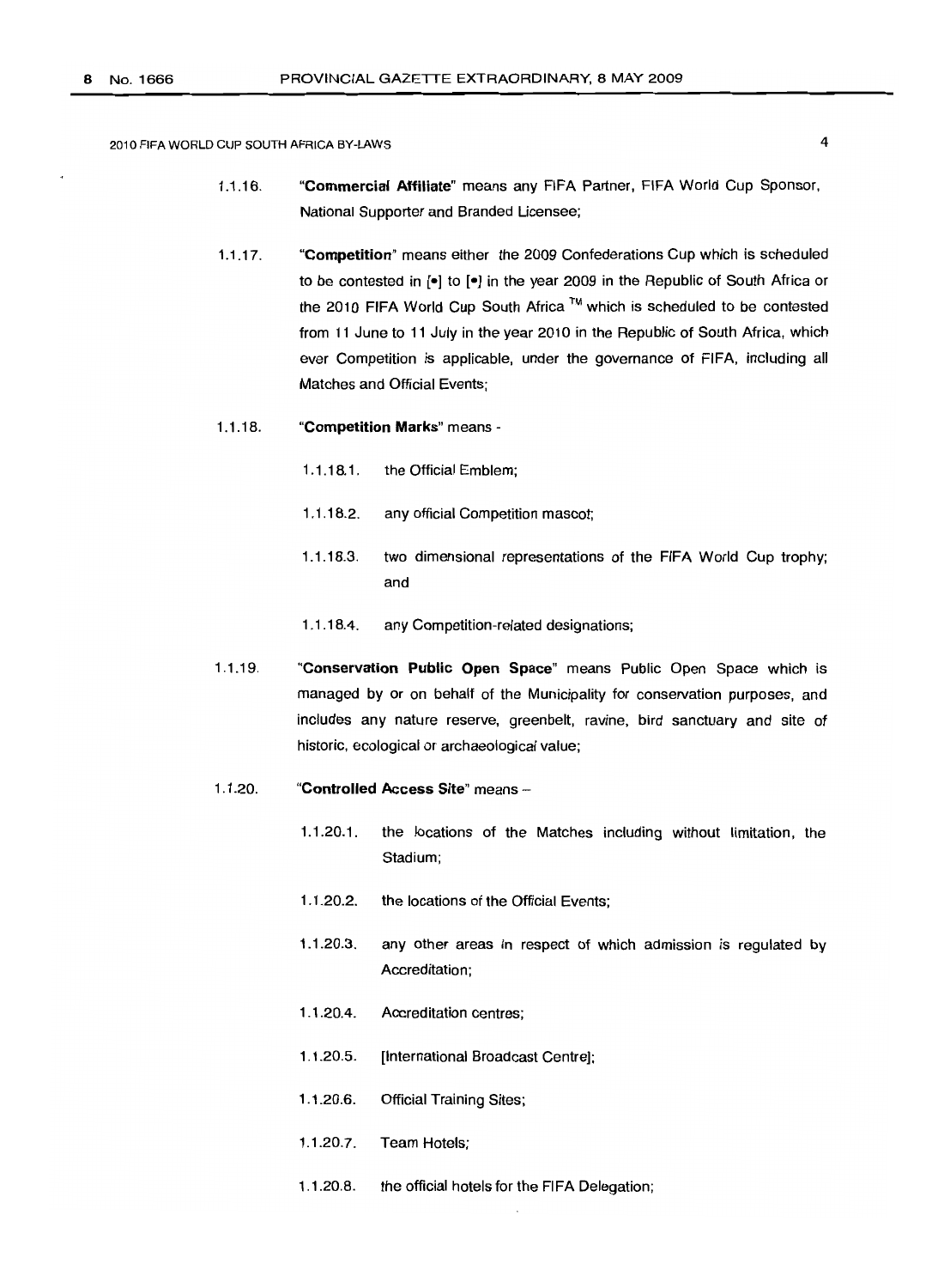1.1.16. "**Commercial Affiliate**" means any FIFA Partner, FIFA World Cup Sponsor, National Supporter and Branded Licensee;

1.1.17. "**Competition**" means either the 2009 Confederations Cup which is scheduled to be contested in [•] to [•] in the year 2009 in the Republic of South Africa or the 2010 FIFA World Cup South Africa ™ which is scheduled to be contested from 11 June to 11 July in the year 2010 in the Republic of South Africa, which ever Competition is applicable, under the governance of FIFA, including all Matches and Official Events;

1.1.18. "**Competition Marks**" means -

- 1.1.18.1. the Official Emblem;
- 1.1.18.2. any official Competition mascot;
- 1.1.18.3. two dimensional representations of the FIFA World Cup trophy; and
- 1.1.18.4. any Competition-related designations;

1.1.19. "**Conservation Public Open Space**" means Public Open Space which is managed by or on behalf of the Municipality for conservation purposes, and includes any nature reserve, greenbelt, ravine, bird sanctuary and site of historic, ecological or archaeological value;

1.1.20. "**Controlled Access Site**" means –

- 1.1.20.1. the locations of the Matches including without limitation, the Stadium;
- 1.1.20.2. the locations of the Official Events;
- 1.1.20.3. any other areas in respect of which admission is regulated by Accreditation;
- 1.1.20.4. Accreditation centres;
- 1.1.20.5. [International Broadcast Centre];
- 1.1.20.6. Official Training Sites;
- 1.1.20.7. Team Hotels;
- 1.1.20.8. the official hotels for the FIFA Delegation;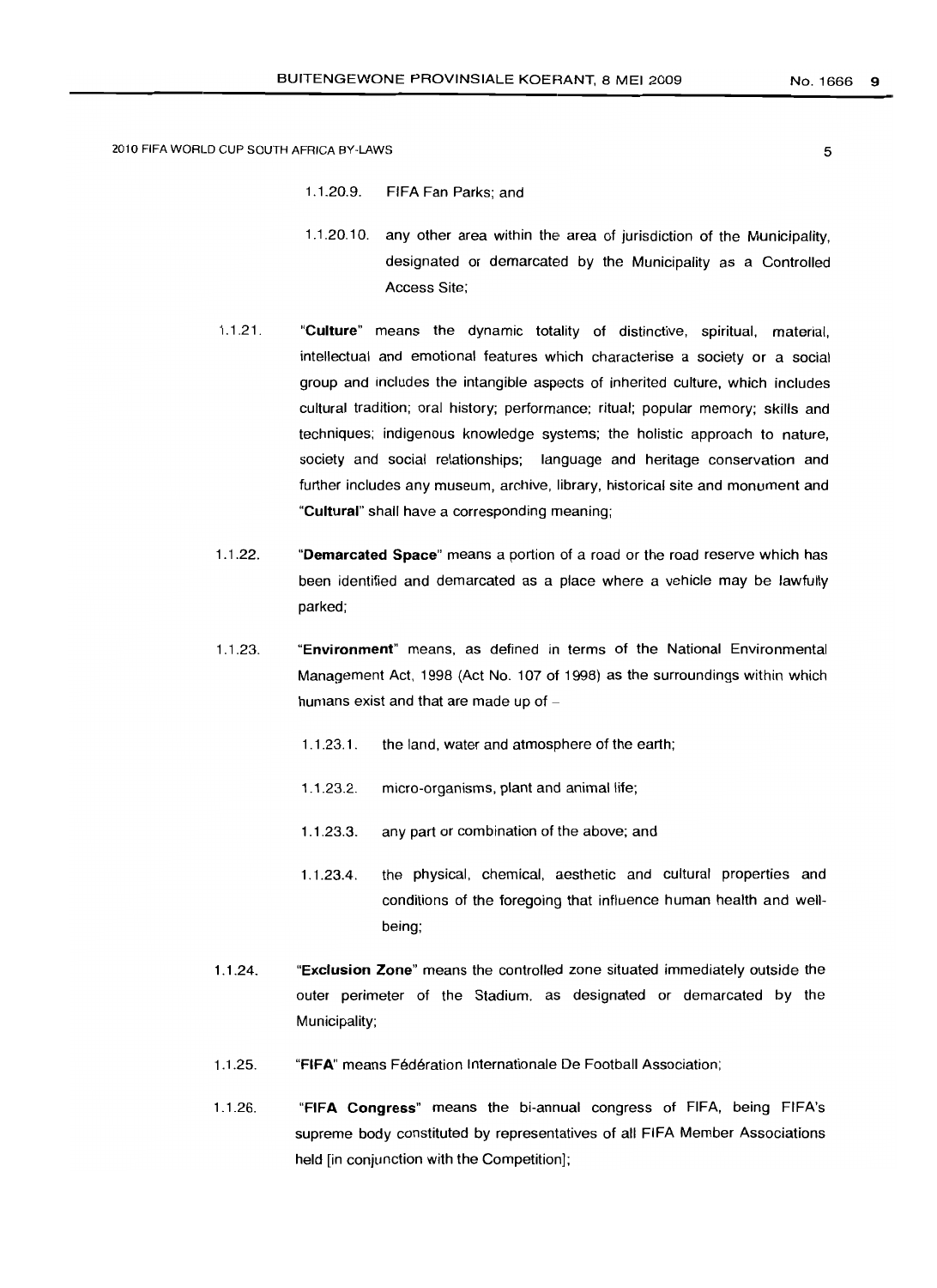1.1.20.9. FIFA Fan Parks; and

1.1.20.10. any other area within the area of jurisdiction of the Municipality, designated or demarcated by the Municipality as a Controlled Access Site;

1.1.21. "**Culture**" means the dynamic totality of distinctive, spiritual, material, intellectual and emotional features which characterise a society or a social group and includes the intangible aspects of inherited culture, which includes cultural tradition; oral history; performance; ritual; popular memory; skills and techniques; indigenous knowledge systems; the holistic approach to nature, society and social relationships; language and heritage conservation and further includes any museum, archive, library, historical site and monument and "**Cultural**" shall have a corresponding meaning;

1.1.22. "**Demarcated Space**" means a portion of a road or the road reserve which has been identified and demarcated as a place where a vehicle may be lawfully parked;

1.1.23. "**Environment**" means, as defined in terms of the National Environmental Management Act, 1998 (Act No. 107 of 1998) as the surroundings within which humans exist and that are made up of –

1.1.23.1. the land, water and atmosphere of the earth;

1.1.23.2. micro-organisms, plant and animal life;

1.1.23.3. any part or combination of the above; and

1.1.23.4. the physical, chemical, aesthetic and cultural properties and conditions of the foregoing that influence human health and well-being;

1.1.24. "**Exclusion Zone**" means the controlled zone situated immediately outside the outer perimeter of the Stadium, as designated or demarcated by the Municipality;

1.1.25. "**FIFA**" means Fédération Internationale De Football Association;

1.1.26. "**FIFA Congress**" means the bi-annual congress of FIFA, being FIFA's supreme body constituted by representatives of all FIFA Member Associations held [in conjunction with the Competition];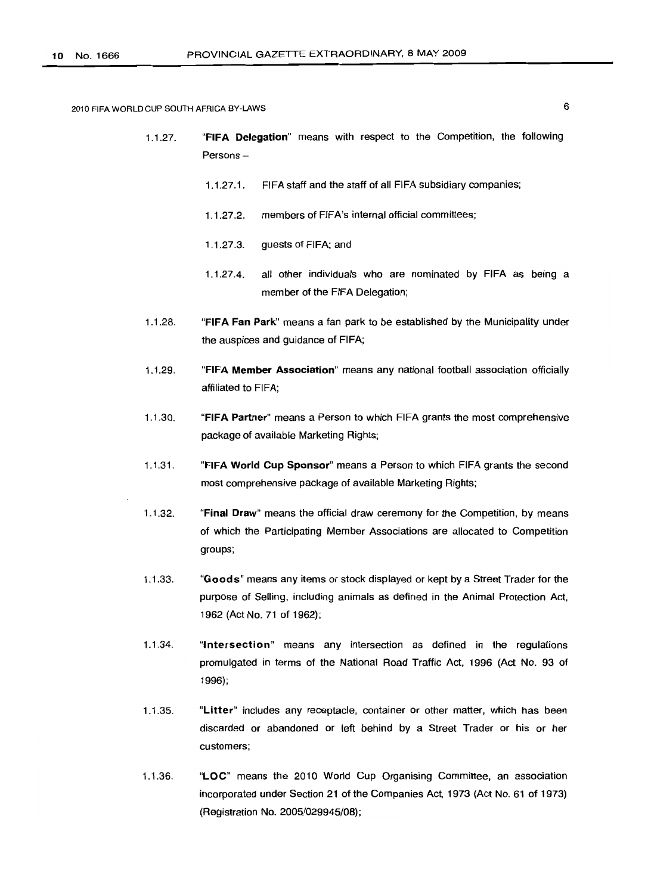1.1.27. "**FIFA Delegation**" means with respect to the Competition, the following Persons –

1.1.27.1. FIFA staff and the staff of all FIFA subsidiary companies;

1.1.27.2. members of FIFA's internal official committees;

1.1.27.3. guests of FIFA; and

1.1.27.4. all other individuals who are nominated by FIFA as being a member of the FIFA Delegation;

1.1.28. "**FIFA Fan Park**" means a fan park to be established by the Municipality under the auspices and guidance of FIFA;

1.1.29. "**FIFA Member Association**" means any national football association officially affiliated to FIFA;

1.1.30. "**FIFA Partner**" means a Person to which FIFA grants the most comprehensive package of available Marketing Rights;

1.1.31. "**FIFA World Cup Sponsor**" means a Person to which FIFA grants the second most comprehensive package of available Marketing Rights;

1.1.32. "**Final Draw**" means the official draw ceremony for the Competition, by means of which the Participating Member Associations are allocated to Competition groups;

1.1.33. "**Goods**" means any items or stock displayed or kept by a Street Trader for the purpose of Selling, including animals as defined in the Animal Protection Act, 1962 (Act No. 71 of 1962);

1.1.34. "**Intersection**" means any intersection as defined in the regulations promulgated in terms of the National Road Traffic Act, 1996 (Act No. 93 of 1996);

1.1.35. "**Litter**" includes any receptacle, container or other matter, which has been discarded or abandoned or left behind by a Street Trader or his or her customers;

1.1.36. "**LOC**" means the 2010 World Cup Organising Committee, an association incorporated under Section 21 of the Companies Act, 1973 (Act No. 61 of 1973) (Registration No. 2005/029945/08);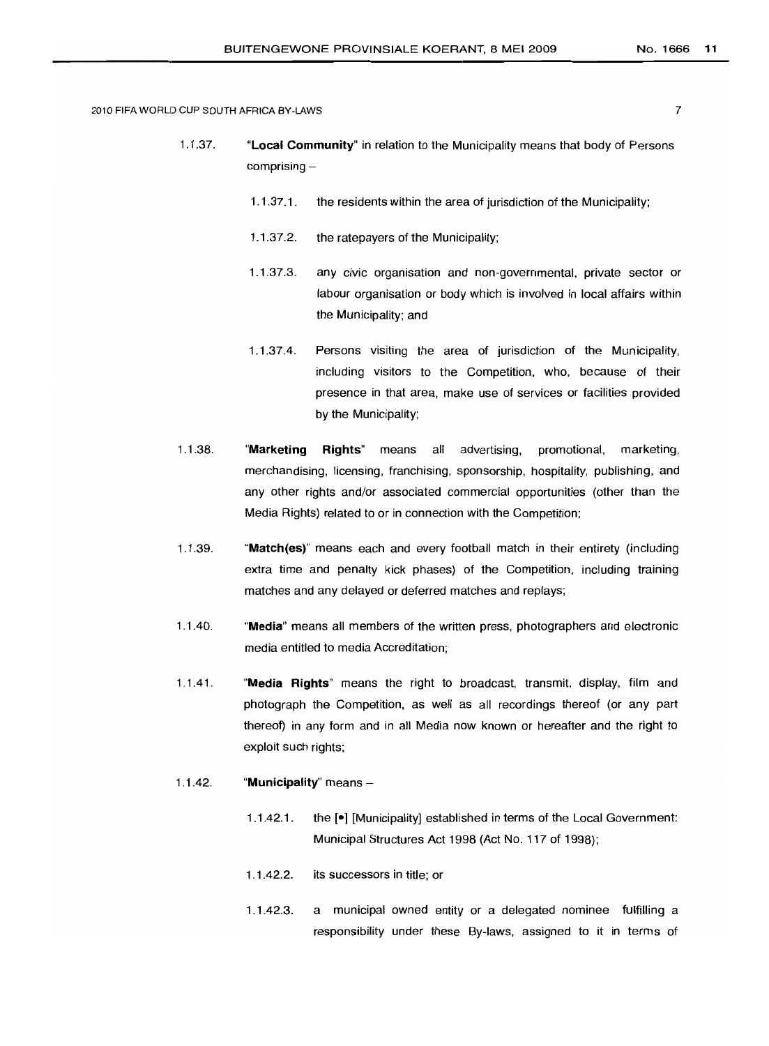1.1.37. **"Local Community"** in relation to the Municipality means that body of Persons comprising –

1.1.37.1. the residents within the area of jurisdiction of the Municipality;

1.1.37.2. the ratepayers of the Municipality;

1.1.37.3. any civic organisation and non-governmental, private sector or labour organisation or body which is involved in local affairs within the Municipality; and

1.1.37.4. Persons visiting the area of jurisdiction of the Municipality, including visitors to the Competition, who, because of their presence in that area, make use of services or facilities provided by the Municipality;

1.1.38. **"Marketing Rights"** means all advertising, promotional, marketing, merchandising, licensing, franchising, sponsorship, hospitality, publishing, and any other rights and/or associated commercial opportunities (other than the Media Rights) related to or in connection with the Competition;

1.1.39. **"Match(es)"** means each and every football match in their entirety (including extra time and penalty kick phases) of the Competition, including training matches and any delayed or deferred matches and replays;

1.1.40. **"Media"** means all members of the written press, photographers and electronic media entitled to media Accreditation;

1.1.41. **"Media Rights"** means the right to broadcast, transmit, display, film and photograph the Competition, as well as all recordings thereof (or any part thereof) in any form and in all Media now known or hereafter and the right to exploit such rights;

1.1.42. **"Municipality"** means –

1.1.42.1. the [•] [Municipality] established in terms of the Local Government: Municipal Structures Act 1998 (Act No. 117 of 1998);

1.1.42.2. its successors in title; or

1.1.42.3. a municipal owned entity or a delegated nominee fulfilling a responsibility under these By-laws, assigned to it in terms of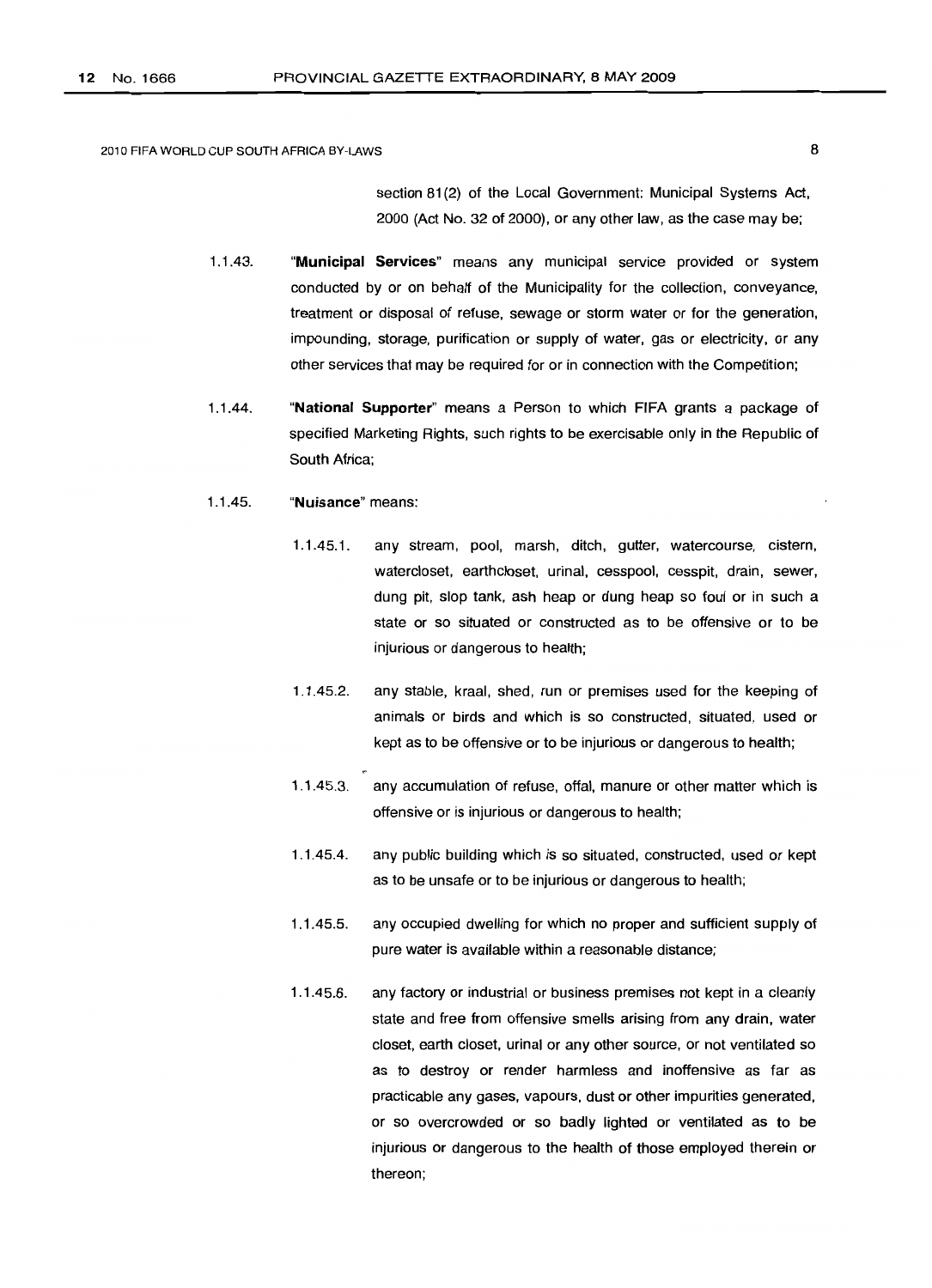section 81(2) of the Local Government: Municipal Systems Act, 2000 (Act No. 32 of 2000), or any other law, as the case may be;

1.1.43. "**Municipal Services**" means any municipal service provided or system conducted by or on behalf of the Municipality for the collection, conveyance, treatment or disposal of refuse, sewage or storm water or for the generation, impounding, storage, purification or supply of water, gas or electricity, or any other services that may be required for or in connection with the Competition;

1.1.44. "**National Supporter**" means a Person to which FIFA grants a package of specified Marketing Rights, such rights to be exercisable only in the Republic of South Africa;

1.1.45. "**Nuisance**" means:

1.1.45.1. any stream, pool, marsh, ditch, gutter, watercourse, cistern, watercloset, earthcloset, urinal, cesspool, cesspit, drain, sewer, dung pit, slop tank, ash heap or dung heap so foul or in such a state or so situated or constructed as to be offensive or to be injurious or dangerous to health;

1.1.45.2. any stable, kraal, shed, run or premises used for the keeping of animals or birds and which is so constructed, situated, used or kept as to be offensive or to be injurious or dangerous to health;

1.1.45.3. any accumulation of refuse, offal, manure or other matter which is offensive or is injurious or dangerous to health;

1.1.45.4. any public building which is so situated, constructed, used or kept as to be unsafe or to be injurious or dangerous to health;

1.1.45.5. any occupied dwelling for which no proper and sufficient supply of pure water is available within a reasonable distance;

1.1.45.6. any factory or industrial or business premises not kept in a cleanly state and free from offensive smells arising from any drain, water closet, earth closet, urinal or any other source, or not ventilated so as to destroy or render harmless and inoffensive as far as practicable any gases, vapours, dust or other impurities generated, or so overcrowded or so badly lighted or ventilated as to be injurious or dangerous to the health of those employed therein or thereon;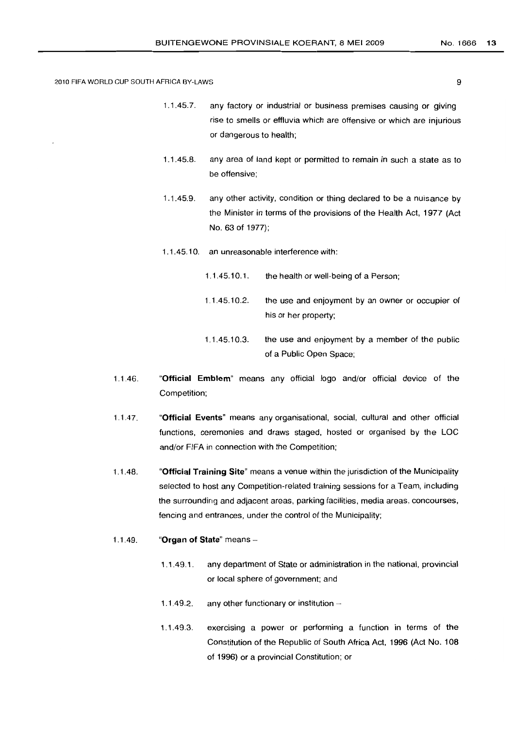1.1.45.7. any factory or industrial or business premises causing or giving rise to smells or effluvia which are offensive or which are injurious or dangerous to health;

1.1.45.8. any area of land kept or permitted to remain in such a state as to be offensive;

1.1.45.9. any other activity, condition or thing declared to be a nuisance by the Minister in terms of the provisions of the Health Act, 1977 (Act No. 63 of 1977);

1.1.45.10. an unreasonable interference with:

1.1.45.10.1. the health or well-being of a Person;

1.1.45.10.2. the use and enjoyment by an owner or occupier of his or her property;

1.1.45.10.3. the use and enjoyment by a member of the public of a Public Open Space;

1.1.46. "**Official Emblem**" means any official logo and/or official device of the Competition;

1.1.47. "**Official Events**" means any organisational, social, cultural and other official functions, ceremonies and draws staged, hosted or organised by the LOC and/or FIFA in connection with the Competition;

1.1.48. "**Official Training Site**" means a venue within the jurisdiction of the Municipality selected to host any Competition-related training sessions for a Team, including the surrounding and adjacent areas, parking facilities, media areas, concourses, fencing and entrances, under the control of the Municipality;

1.1.49. "**Organ of State**" means –

1.1.49.1. any department of State or administration in the national, provincial or local sphere of government; and

1.1.49.2. any other functionary or institution –

1.1.49.3. exercising a power or performing a function in terms of the Constitution of the Republic of South Africa Act, 1996 (Act No. 108 of 1996) or a provincial Constitution; or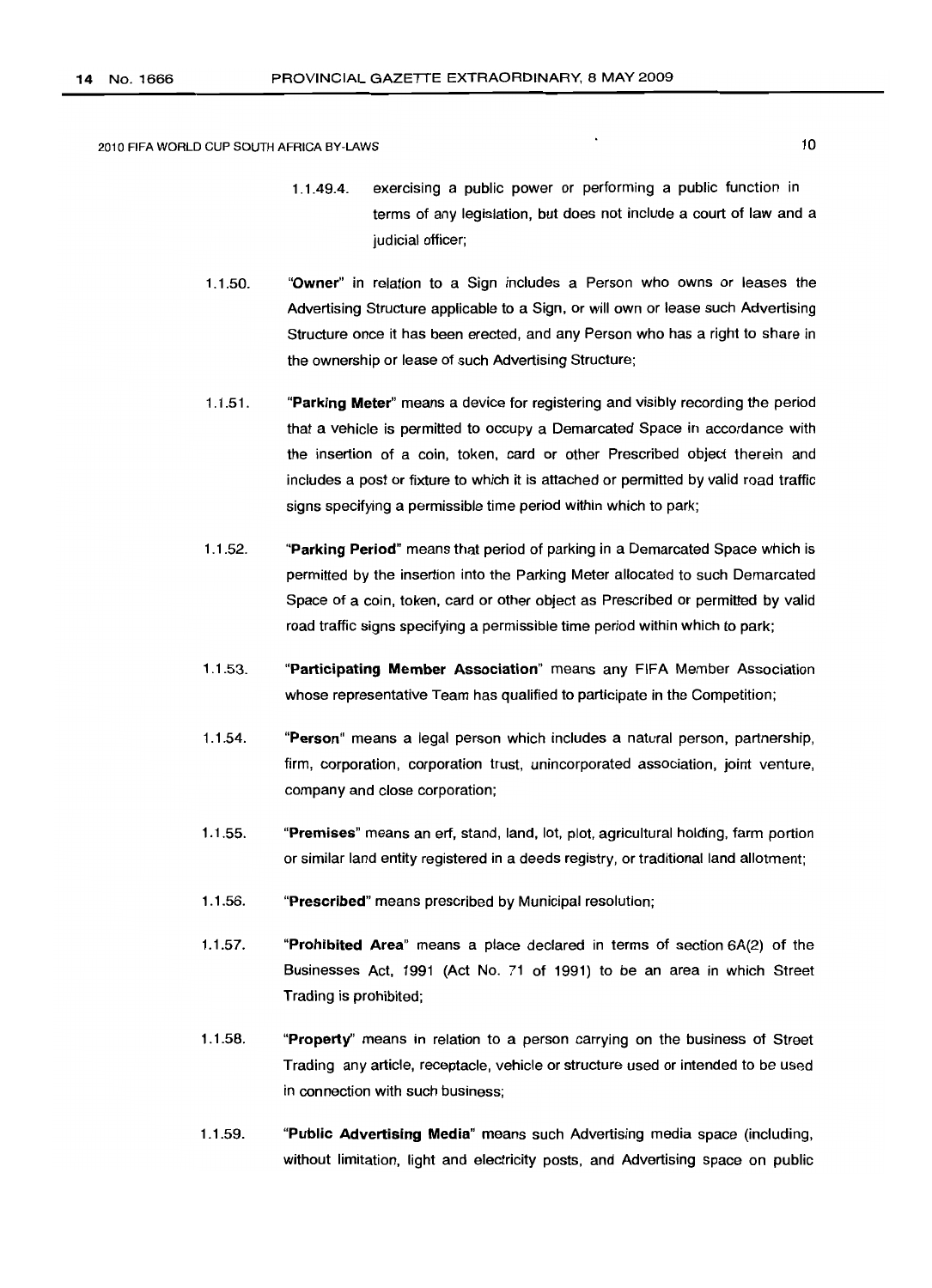1.1.49.4. exercising a public power or performing a public function in terms of any legislation, but does not include a court of law and a judicial officer;

1.1.50. "**Owner**" in relation to a Sign includes a Person who owns or leases the Advertising Structure applicable to a Sign, or will own or lease such Advertising Structure once it has been erected, and any Person who has a right to share in the ownership or lease of such Advertising Structure;

1.1.51. "**Parking Meter**" means a device for registering and visibly recording the period that a vehicle is permitted to occupy a Demarcated Space in accordance with the insertion of a coin, token, card or other Prescribed object therein and includes a post or fixture to which it is attached or permitted by valid road traffic signs specifying a permissible time period within which to park;

1.1.52. "**Parking Period**" means that period of parking in a Demarcated Space which is permitted by the insertion into the Parking Meter allocated to such Demarcated Space of a coin, token, card or other object as Prescribed or permitted by valid road traffic signs specifying a permissible time period within which to park;

1.1.53. "**Participating Member Association**" means any FIFA Member Association whose representative Team has qualified to participate in the Competition;

1.1.54. "**Person**" means a legal person which includes a natural person, partnership, firm, corporation, corporation trust, unincorporated association, joint venture, company and close corporation;

1.1.55. "**Premises**" means an erf, stand, land, lot, plot, agricultural holding, farm portion or similar land entity registered in a deeds registry, or traditional land allotment;

1.1.56. "**Prescribed**" means prescribed by Municipal resolution;

1.1.57. "**Prohibited Area**" means a place declared in terms of section 6A(2) of the Businesses Act, 1991 (Act No. 71 of 1991) to be an area in which Street Trading is prohibited;

1.1.58. "**Property**" means in relation to a person carrying on the business of Street Trading any article, receptacle, vehicle or structure used or intended to be used in connection with such business;

1.1.59. "**Public Advertising Media**" means such Advertising media space (including, without limitation, light and electricity posts, and Advertising space on public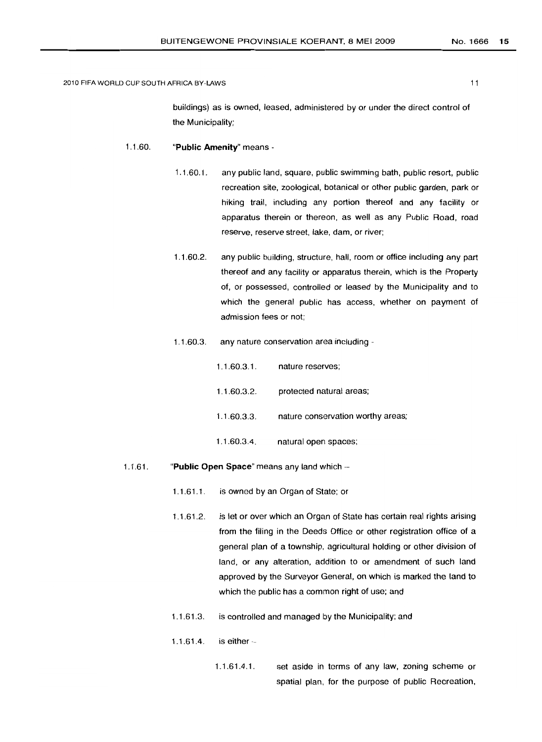buildings) as is owned, leased, administered by or under the direct control of the Municipality;

1.1.60. "**Public Amenity**" means -

1.1.60.1. any public land, square, public swimming bath, public resort, public recreation site, zoological, botanical or other public garden, park or hiking trail, including any portion thereof and any facility or apparatus therein or thereon, as well as any Public Road, road reserve, reserve street, lake, dam, or river;

1.1.60.2. any public building, structure, hall, room or office including any part thereof and any facility or apparatus therein, which is the Property of, or possessed, controlled or leased by the Municipality and to which the general public has access, whether on payment of admission fees or not;

1.1.60.3. any nature conservation area including -

1.1.60.3.1. nature reserves;

1.1.60.3.2. protected natural areas;

1.1.60.3.3. nature conservation worthy areas;

1.1.60.3.4. natural open spaces;

1.1.61. "**Public Open Space**" means any land which –

1.1.61.1. is owned by an Organ of State; or

1.1.61.2. is let or over which an Organ of State has certain real rights arising from the filing in the Deeds Office or other registration office of a general plan of a township, agricultural holding or other division of land, or any alteration, addition to or amendment of such land approved by the Surveyor General, on which is marked the land to which the public has a common right of use; and

1.1.61.3. is controlled and managed by the Municipality; and

1.1.61.4. is either –

1.1.61.4.1. set aside in terms of any law, zoning scheme or spatial plan, for the purpose of public Recreation,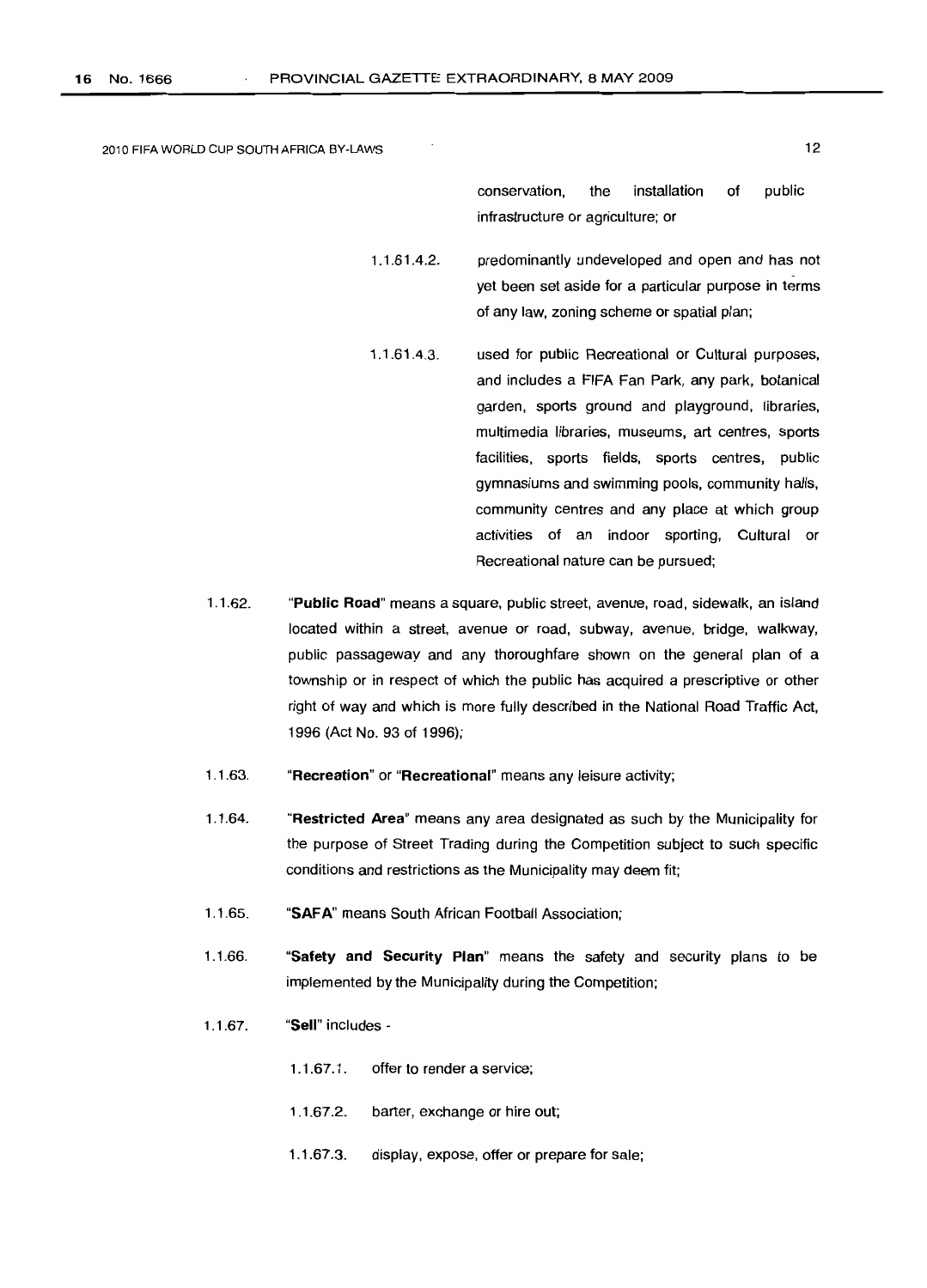conservation, the installation of public infrastructure or agriculture; or

1.1.61.4.2. predominantly undeveloped and open and has not yet been set aside for a particular purpose in terms of any law, zoning scheme or spatial plan;

1.1.61.4.3. used for public Recreational or Cultural purposes, and includes a FIFA Fan Park, any park, botanical garden, sports ground and playground, libraries, multimedia libraries, museums, art centres, sports facilities, sports fields, sports centres, public gymnasiums and swimming pools, community halls, community centres and any place at which group activities of an indoor sporting, Cultural or Recreational nature can be pursued;

1.1.62. "**Public Road**" means a square, public street, avenue, road, sidewalk, an island located within a street, avenue or road, subway, avenue, bridge, walkway, public passageway and any thoroughfare shown on the general plan of a township or in respect of which the public has acquired a prescriptive or other right of way and which is more fully described in the National Road Traffic Act, 1996 (Act No. 93 of 1996);

1.1.63. "**Recreation**" or "**Recreational**" means any leisure activity;

1.1.64. "**Restricted Area**" means any area designated as such by the Municipality for the purpose of Street Trading during the Competition subject to such specific conditions and restrictions as the Municipality may deem fit;

1.1.65. "**SAFA**" means South African Football Association;

1.1.66. "**Safety and Security Plan**" means the safety and security plans to be implemented by the Municipality during the Competition;

1.1.67. "**Sell**" includes -

1.1.67.1. offer to render a service;

1.1.67.2. barter, exchange or hire out;

1.1.67.3. display, expose, offer or prepare for sale;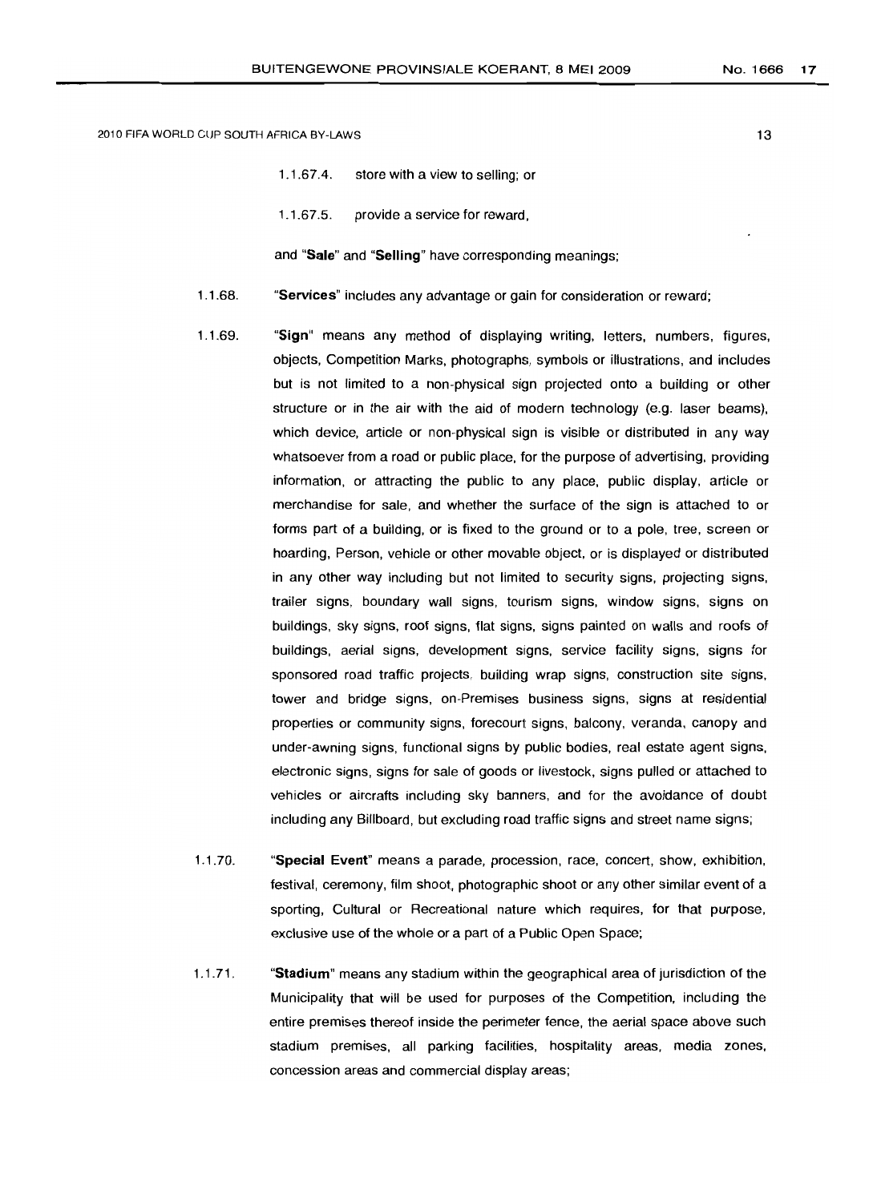1.1.67.4. store with a view to selling; or

1.1.67.5. provide a service for reward,

and "**Sale**" and "**Selling**" have corresponding meanings;

1.1.68. "**Services**" includes any advantage or gain for consideration or reward;

1.1.69. "**Sign**" means any method of displaying writing, letters, numbers, figures, objects, Competition Marks, photographs, symbols or illustrations, and includes but is not limited to a non-physical sign projected onto a building or other structure or in the air with the aid of modern technology (e.g. laser beams), which device, article or non-physical sign is visible or distributed in any way whatsoever from a road or public place, for the purpose of advertising, providing information, or attracting the public to any place, public display, article or merchandise for sale, and whether the surface of the sign is attached to or forms part of a building, or is fixed to the ground or to a pole, tree, screen or hoarding, Person, vehicle or other movable object, or is displayed or distributed in any other way including but not limited to security signs, projecting signs, trailer signs, boundary wall signs, tourism signs, window signs, signs on buildings, sky signs, roof signs, flat signs, signs painted on walls and roofs of buildings, aerial signs, development signs, service facility signs, signs for sponsored road traffic projects, building wrap signs, construction site signs, tower and bridge signs, on-Premises business signs, signs at residential properties or community signs, forecourt signs, balcony, veranda, canopy and under-awning signs, functional signs by public bodies, real estate agent signs, electronic signs, signs for sale of goods or livestock, signs pulled or attached to vehicles or aircrafts including sky banners, and for the avoidance of doubt including any Billboard, but excluding road traffic signs and street name signs;

1.1.70. "**Special Event**" means a parade, procession, race, concert, show, exhibition, festival, ceremony, film shoot, photographic shoot or any other similar event of a sporting, Cultural or Recreational nature which requires, for that purpose, exclusive use of the whole or a part of a Public Open Space;

1.1.71. "**Stadium**" means any stadium within the geographical area of jurisdiction of the Municipality that will be used for purposes of the Competition, including the entire premises thereof inside the perimeter fence, the aerial space above such stadium premises, all parking facilities, hospitality areas, media zones, concession areas and commercial display areas;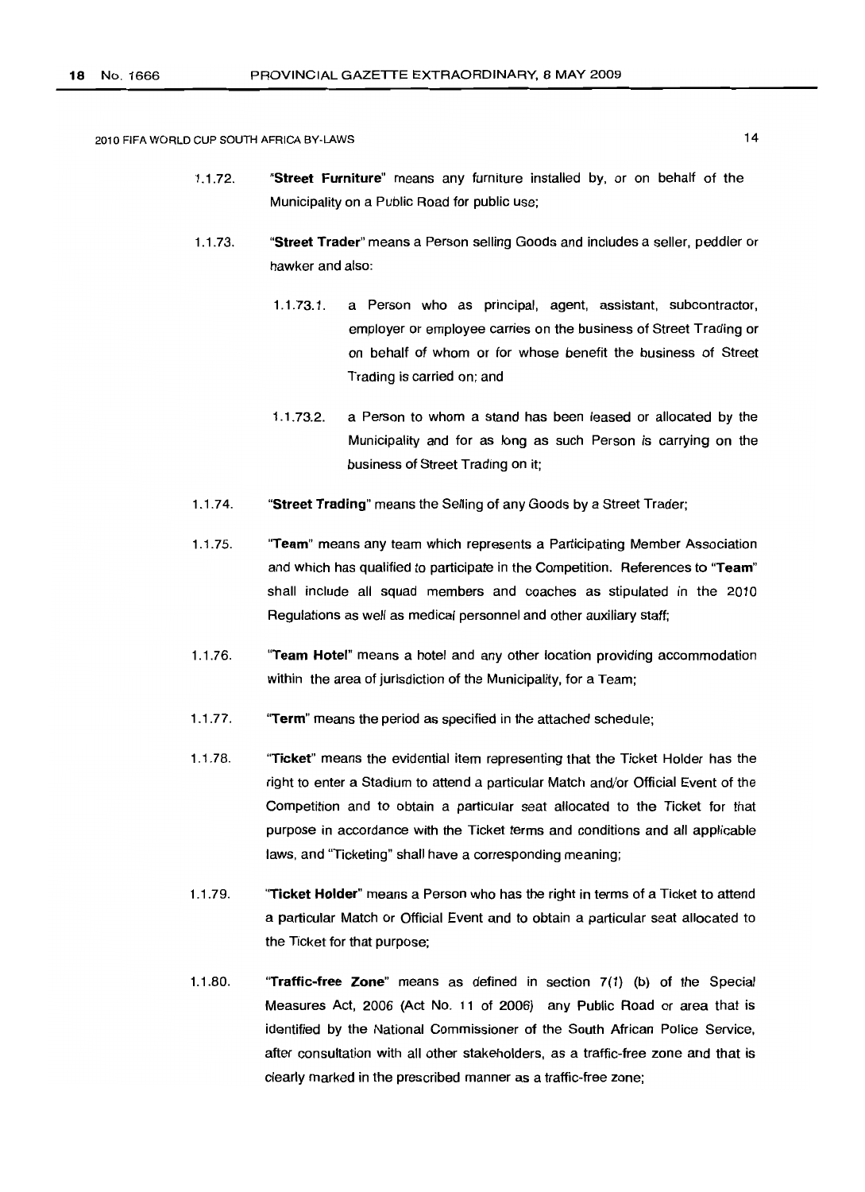1.1.72. "**Street Furniture**" means any furniture installed by, or on behalf of the Municipality on a Public Road for public use;

1.1.73. "**Street Trader**" means a Person selling Goods and includes a seller, peddler or hawker and also:

1.1.73.1. a Person who as principal, agent, assistant, subcontractor, employer or employee carries on the business of Street Trading or on behalf of whom or for whose benefit the business of Street Trading is carried on; and

1.1.73.2. a Person to whom a stand has been leased or allocated by the Municipality and for as long as such Person is carrying on the business of Street Trading on it;

1.1.74. "**Street Trading**" means the Selling of any Goods by a Street Trader;

1.1.75. "**Team**" means any team which represents a Participating Member Association and which has qualified to participate in the Competition. References to "**Team**" shall include all squad members and coaches as stipulated in the 2010 Regulations as well as medical personnel and other auxiliary staff;

1.1.76. "**Team Hotel**" means a hotel and any other location providing accommodation within the area of jurisdiction of the Municipality, for a Team;

1.1.77. "**Term**" means the period as specified in the attached schedule;

1.1.78. "**Ticket**" means the evidential item representing that the Ticket Holder has the right to enter a Stadium to attend a particular Match and/or Official Event of the Competition and to obtain a particular seat allocated to the Ticket for that purpose in accordance with the Ticket terms and conditions and all applicable laws, and "Ticketing" shall have a corresponding meaning;

1.1.79. "**Ticket Holder**" means a Person who has the right in terms of a Ticket to attend a particular Match or Official Event and to obtain a particular seat allocated to the Ticket for that purpose;

1.1.80. "**Traffic-free Zone**" means as defined in section 7(1) (b) of the Special Measures Act, 2006 (Act No. 11 of 2006) any Public Road or area that is identified by the National Commissioner of the South African Police Service, after consultation with all other stakeholders, as a traffic-free zone and that is clearly marked in the prescribed manner as a traffic-free zone;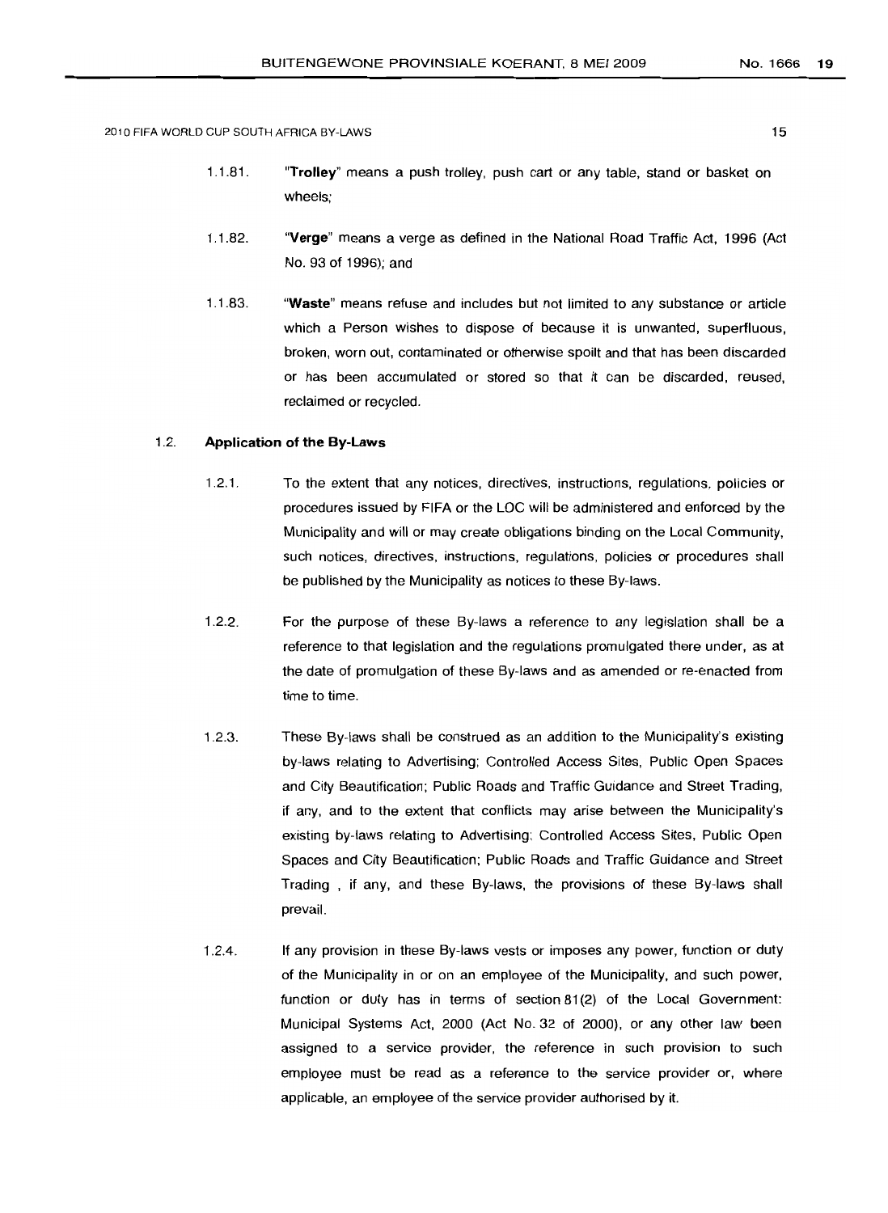1.1.81. "**Trolley**" means a push trolley, push cart or any table, stand or basket on wheels;

1.1.82. "**Verge**" means a verge as defined in the National Road Traffic Act, 1996 (Act No. 93 of 1996); and

1.1.83. "**Waste**" means refuse and includes but not limited to any substance or article which a Person wishes to dispose of because it is unwanted, superfluous, broken, worn out, contaminated or otherwise spoilt and that has been discarded or has been accumulated or stored so that it can be discarded, reused, reclaimed or recycled.

### 1.2. Application of the By-Laws

1.2.1. To the extent that any notices, directives, instructions, regulations, policies or procedures issued by FIFA or the LOC will be administered and enforced by the Municipality and will or may create obligations binding on the Local Community, such notices, directives, instructions, regulations, policies or procedures shall be published by the Municipality as notices to these By-laws.

1.2.2. For the purpose of these By-laws a reference to any legislation shall be a reference to that legislation and the regulations promulgated there under, as at the date of promulgation of these By-laws and as amended or re-enacted from time to time.

1.2.3. These By-laws shall be construed as an addition to the Municipality's existing by-laws relating to Advertising; Controlled Access Sites, Public Open Spaces and City Beautification; Public Roads and Traffic Guidance and Street Trading, if any, and to the extent that conflicts may arise between the Municipality's existing by-laws relating to Advertising; Controlled Access Sites, Public Open Spaces and City Beautification; Public Roads and Traffic Guidance and Street Trading , if any, and these By-laws, the provisions of these By-laws shall prevail.

1.2.4. If any provision in these By-laws vests or imposes any power, function or duty of the Municipality in or on an employee of the Municipality, and such power, function or duty has in terms of section 81(2) of the Local Government: Municipal Systems Act, 2000 (Act No. 32 of 2000), or any other law been assigned to a service provider, the reference in such provision to such employee must be read as a reference to the service provider or, where applicable, an employee of the service provider authorised by it.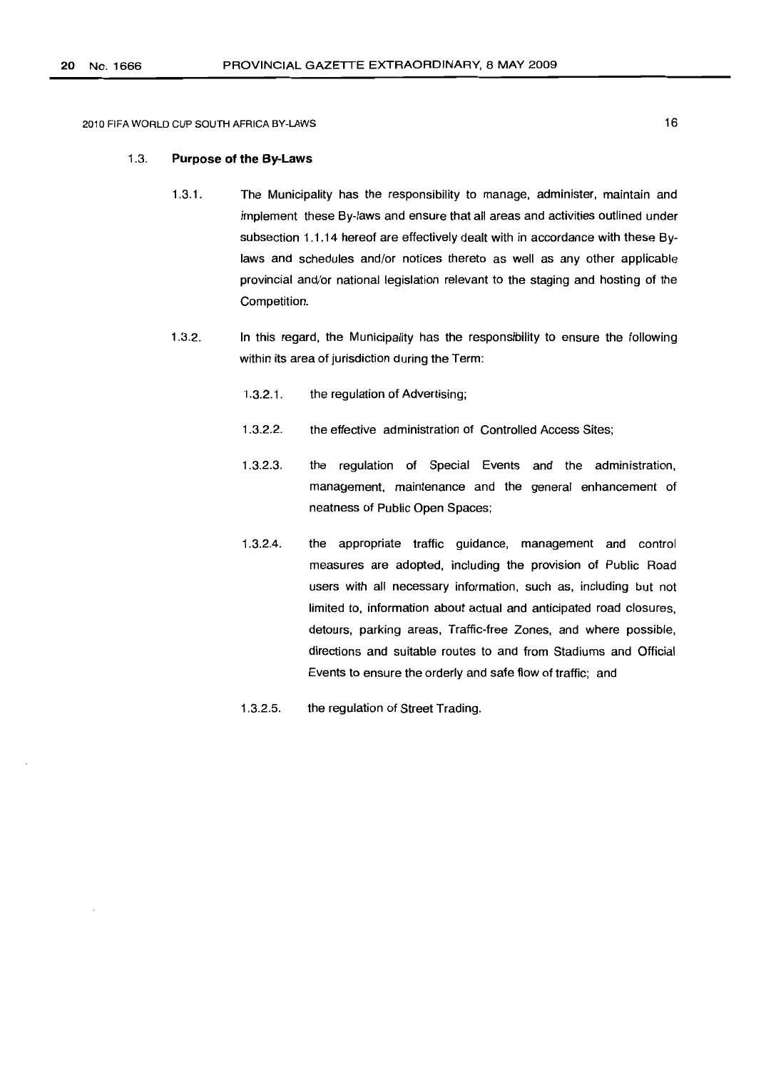### 1.3. Purpose of the By-Laws

1.3.1. The Municipality has the responsibility to manage, administer, maintain and implement these By-laws and ensure that all areas and activities outlined under subsection 1.1.14 hereof are effectively dealt with in accordance with these By-laws and schedules and/or notices thereto as well as any other applicable provincial and/or national legislation relevant to the staging and hosting of the Competition.

1.3.2. In this regard, the Municipality has the responsibility to ensure the following within its area of jurisdiction during the Term:

1.3.2.1. the regulation of Advertising;

1.3.2.2. the effective administration of Controlled Access Sites;

1.3.2.3. the regulation of Special Events and the administration, management, maintenance and the general enhancement of neatness of Public Open Spaces;

1.3.2.4. the appropriate traffic guidance, management and control measures are adopted, including the provision of Public Road users with all necessary information, such as, including but not limited to, information about actual and anticipated road closures, detours, parking areas, Traffic-free Zones, and where possible, directions and suitable routes to and from Stadiums and Official Events to ensure the orderly and safe flow of traffic; and

1.3.2.5. the regulation of Street Trading.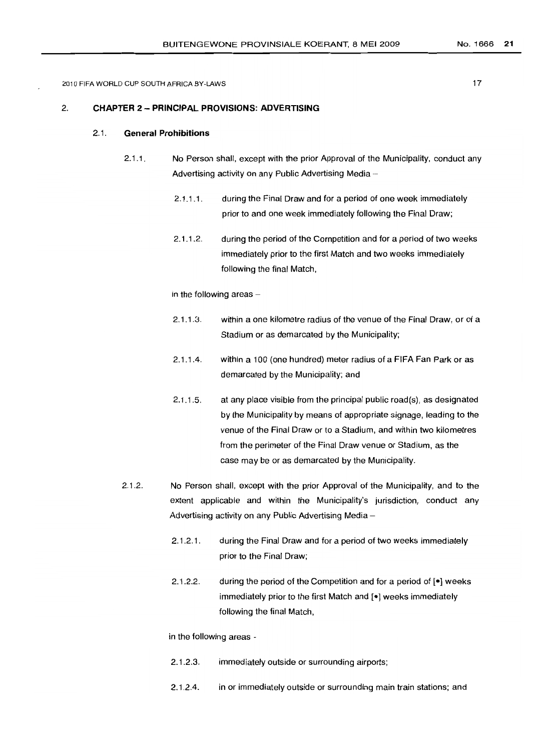## 2. CHAPTER 2 – PRINCIPAL PROVISIONS: ADVERTISING

### 2.1. General Prohibitions

2.1.1. No Person shall, except with the prior Approval of the Municipality, conduct any Advertising activity on any Public Advertising Media –

2.1.1.1. during the Final Draw and for a period of one week immediately prior to and one week immediately following the Final Draw;

2.1.1.2. during the period of the Competition and for a period of two weeks immediately prior to the first Match and two weeks immediately following the final Match,

in the following areas –

2.1.1.3. within a one kilometre radius of the venue of the Final Draw, or of a Stadium or as demarcated by the Municipality;

2.1.1.4. within a 100 (one hundred) meter radius of a FIFA Fan Park or as demarcated by the Municipality; and

2.1.1.5. at any place visible from the principal public road(s), as designated by the Municipality by means of appropriate signage, leading to the venue of the Final Draw or to a Stadium, and within two kilometres from the perimeter of the Final Draw venue or Stadium, as the case may be or as demarcated by the Municipality.

2.1.2. No Person shall, except with the prior Approval of the Municipality, and to the extent applicable and within the Municipality's jurisdiction, conduct any Advertising activity on any Public Advertising Media –

2.1.2.1. during the Final Draw and for a period of two weeks immediately prior to the Final Draw;

2.1.2.2. during the period of the Competition and for a period of [•] weeks immediately prior to the first Match and [•] weeks immediately following the final Match,

in the following areas -

2.1.2.3. immediately outside or surrounding airports;

2.1.2.4. in or immediately outside or surrounding main train stations; and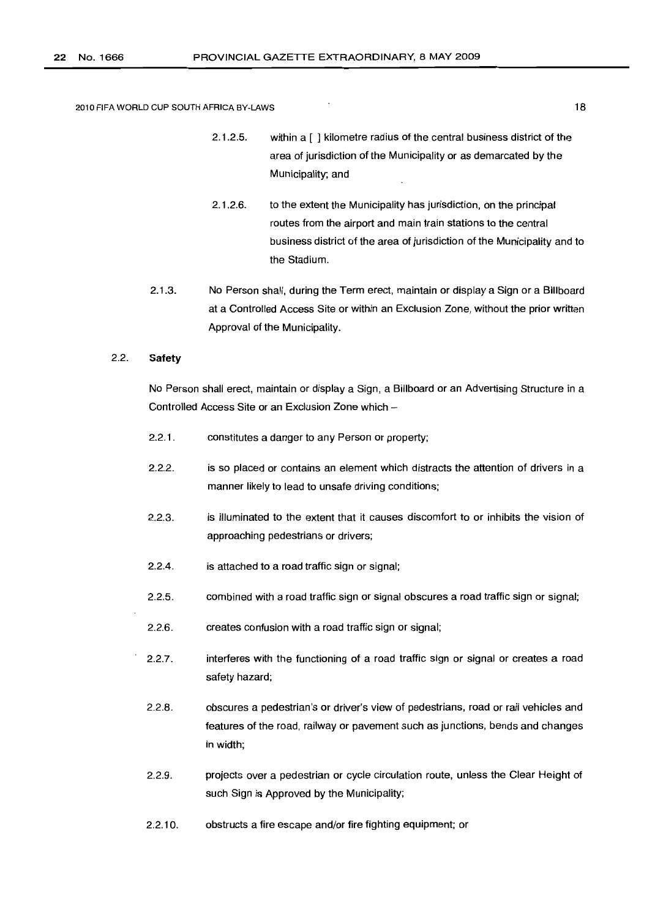2.1.2.5. within a [ ] kilometre radius of the central business district of the area of jurisdiction of the Municipality or as demarcated by the Municipality; and

2.1.2.6. to the extent the Municipality has jurisdiction, on the principal routes from the airport and main train stations to the central business district of the area of jurisdiction of the Municipality and to the Stadium.

2.1.3. No Person shall, during the Term erect, maintain or display a Sign or a Billboard at a Controlled Access Site or within an Exclusion Zone, without the prior written Approval of the Municipality.

### 2.2. Safety

No Person shall erect, maintain or display a Sign, a Billboard or an Advertising Structure in a Controlled Access Site or an Exclusion Zone which –

2.2.1. constitutes a danger to any Person or property;

2.2.2. is so placed or contains an element which distracts the attention of drivers in a manner likely to lead to unsafe driving conditions;

2.2.3. is illuminated to the extent that it causes discomfort to or inhibits the vision of approaching pedestrians or drivers;

2.2.4. is attached to a road traffic sign or signal;

2.2.5. combined with a road traffic sign or signal obscures a road traffic sign or signal;

2.2.6. creates confusion with a road traffic sign or signal;

2.2.7. interferes with the functioning of a road traffic sign or signal or creates a road safety hazard;

2.2.8. obscures a pedestrian's or driver's view of pedestrians, road or rail vehicles and features of the road, railway or pavement such as junctions, bends and changes in width;

2.2.9. projects over a pedestrian or cycle circulation route, unless the Clear Height of such Sign is Approved by the Municipality;

2.2.10. obstructs a fire escape and/or fire fighting equipment; or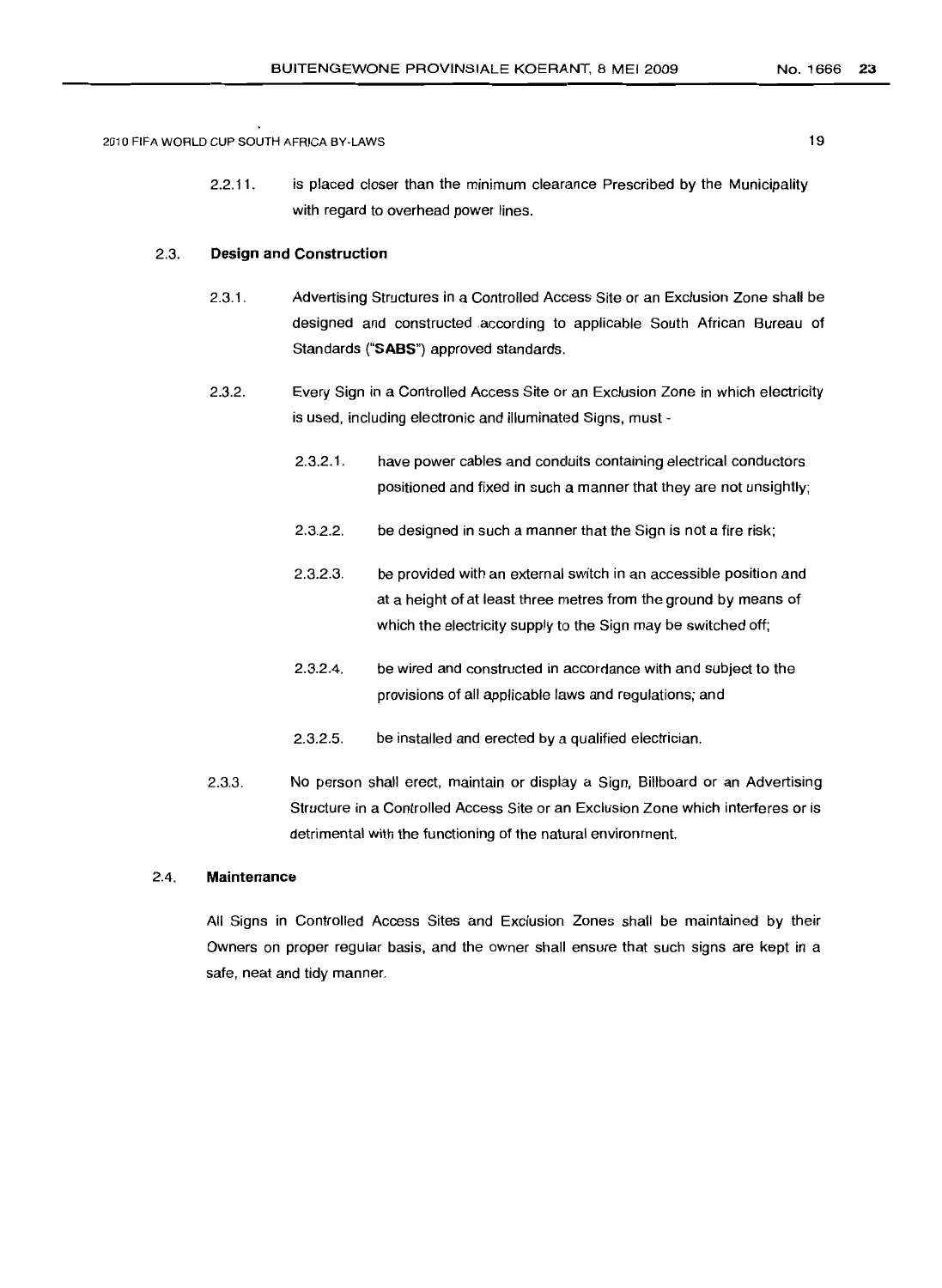2.2.11. is placed closer than the minimum clearance Prescribed by the Municipality with regard to overhead power lines.

### 2.3. Design and Construction

2.3.1. Advertising Structures in a Controlled Access Site or an Exclusion Zone shall be designed and constructed according to applicable South African Bureau of Standards ("**SABS**") approved standards.

2.3.2. Every Sign in a Controlled Access Site or an Exclusion Zone in which electricity is used, including electronic and illuminated Signs, must -

2.3.2.1. have power cables and conduits containing electrical conductors positioned and fixed in such a manner that they are not unsightly;

2.3.2.2. be designed in such a manner that the Sign is not a fire risk;

2.3.2.3. be provided with an external switch in an accessible position and at a height of at least three metres from the ground by means of which the electricity supply to the Sign may be switched off;

2.3.2.4. be wired and constructed in accordance with and subject to the provisions of all applicable laws and regulations; and

2.3.2.5. be installed and erected by a qualified electrician.

2.3.3. No person shall erect, maintain or display a Sign, Billboard or an Advertising Structure in a Controlled Access Site or an Exclusion Zone which interferes or is detrimental with the functioning of the natural environment.

### 2.4. Maintenance

All Signs in Controlled Access Sites and Exclusion Zones shall be maintained by their Owners on proper regular basis, and the owner shall ensure that such signs are kept in a safe, neat and tidy manner.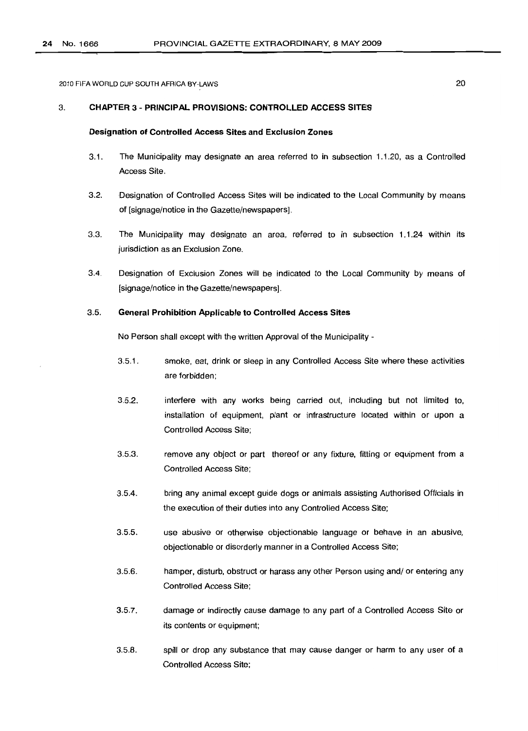## 3. CHAPTER 3 - PRINCIPAL PROVISIONS: CONTROLLED ACCESS SITES

### Designation of Controlled Access Sites and Exclusion Zones

3.1. The Municipality may designate an area referred to in subsection 1.1.20, as a Controlled Access Site.

3.2. Designation of Controlled Access Sites will be indicated to the Local Community by means of [signage/notice in the Gazette/newspapers].

3.3. The Municipality may designate an area, referred to in subsection 1.1.24 within its jurisdiction as an Exclusion Zone.

3.4. Designation of Exclusion Zones will be indicated to the Local Community by means of [signage/notice in the Gazette/newspapers].

### 3.5. General Prohibition Applicable to Controlled Access Sites

No Person shall except with the written Approval of the Municipality -

3.5.1. smoke, eat, drink or sleep in any Controlled Access Site where these activities are forbidden;

3.5.2. interfere with any works being carried out, including but not limited to, installation of equipment, plant or infrastructure located within or upon a Controlled Access Site;

3.5.3. remove any object or part thereof or any fixture, fitting or equipment from a Controlled Access Site;

3.5.4. bring any animal except guide dogs or animals assisting Authorised Officials in the execution of their duties into any Controlled Access Site;

3.5.5. use abusive or otherwise objectionable language or behave in an abusive, objectionable or disorderly manner in a Controlled Access Site;

3.5.6. hamper, disturb, obstruct or harass any other Person using and/ or entering any Controlled Access Site;

3.5.7. damage or indirectly cause damage to any part of a Controlled Access Site or its contents or equipment;

3.5.8. spill or drop any substance that may cause danger or harm to any user of a Controlled Access Site;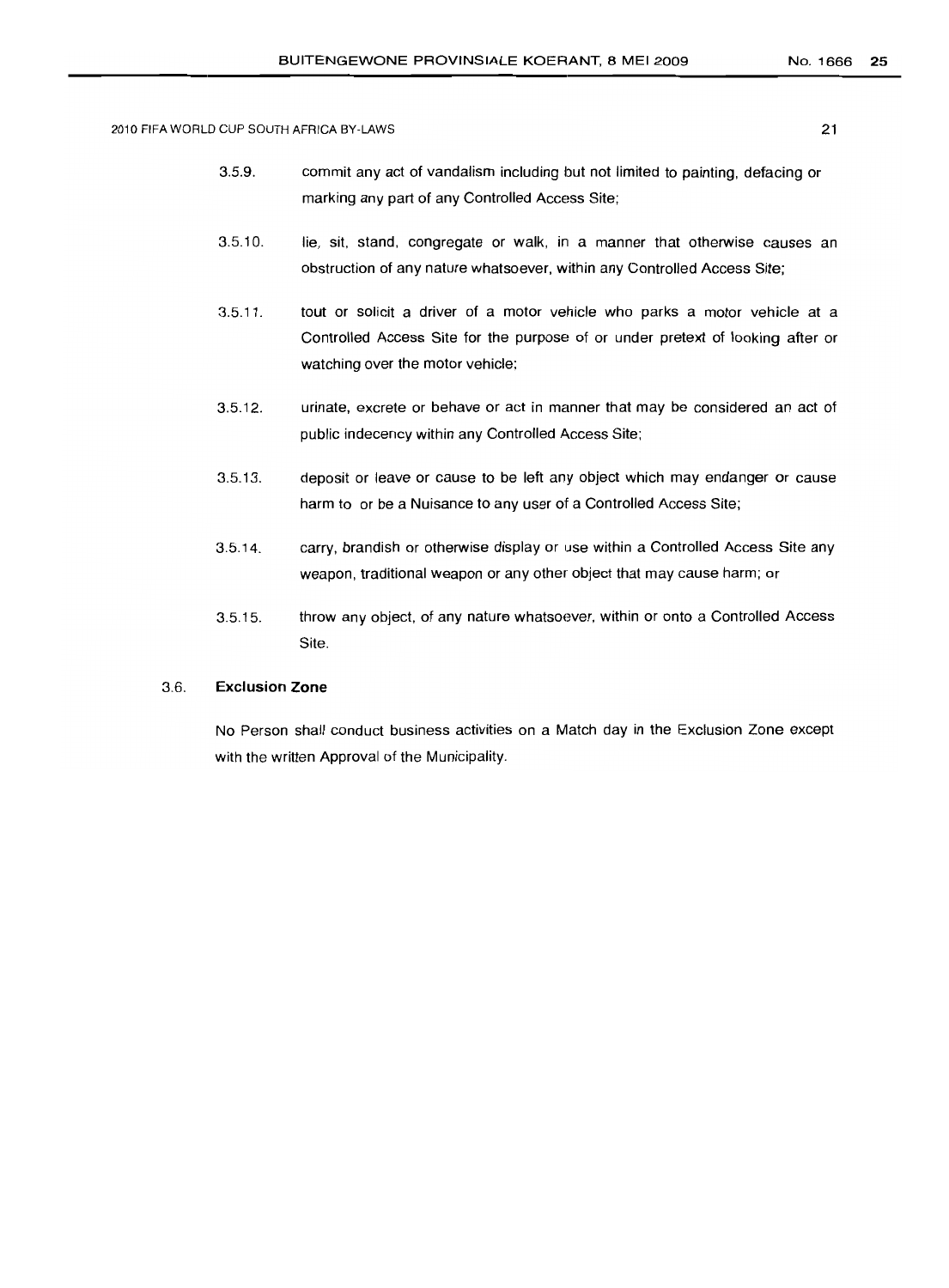3.5.9. commit any act of vandalism including but not limited to painting, defacing or marking any part of any Controlled Access Site;

3.5.10. lie, sit, stand, congregate or walk, in a manner that otherwise causes an obstruction of any nature whatsoever, within any Controlled Access Site;

3.5.11. tout or solicit a driver of a motor vehicle who parks a motor vehicle at a Controlled Access Site for the purpose of or under pretext of looking after or watching over the motor vehicle;

3.5.12. urinate, excrete or behave or act in manner that may be considered an act of public indecency within any Controlled Access Site;

3.5.13. deposit or leave or cause to be left any object which may endanger or cause harm to or be a Nuisance to any user of a Controlled Access Site;

3.5.14. carry, brandish or otherwise display or use within a Controlled Access Site any weapon, traditional weapon or any other object that may cause harm; or

3.5.15. throw any object, of any nature whatsoever, within or onto a Controlled Access Site.

3.6. **Exclusion Zone**

No Person shall conduct business activities on a Match day in the Exclusion Zone except with the written Approval of the Municipality.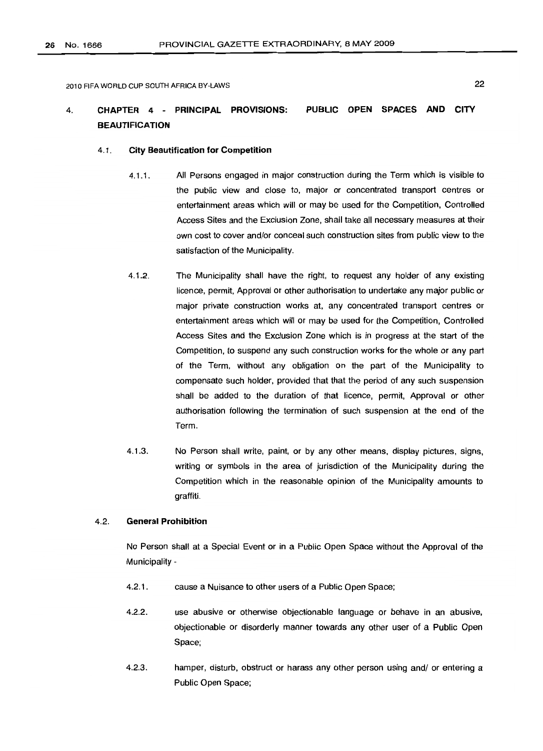## 4. CHAPTER 4 - PRINCIPAL PROVISIONS: PUBLIC OPEN SPACES AND CITY BEAUTIFICATION

### 4.1. City Beautification for Competition

4.1.1. All Persons engaged in major construction during the Term which is visible to the public view and close to, major or concentrated transport centres or entertainment areas which will or may be used for the Competition, Controlled Access Sites and the Exclusion Zone, shall take all necessary measures at their own cost to cover and/or conceal such construction sites from public view to the satisfaction of the Municipality.

4.1.2. The Municipality shall have the right, to request any holder of any existing licence, permit, Approval or other authorisation to undertake any major public or major private construction works at, any concentrated transport centres or entertainment areas which will or may be used for the Competition, Controlled Access Sites and the Exclusion Zone which is in progress at the start of the Competition, to suspend any such construction works for the whole or any part of the Term, without any obligation on the part of the Municipality to compensate such holder, provided that that the period of any such suspension shall be added to the duration of that licence, permit, Approval or other authorisation following the termination of such suspension at the end of the Term.

4.1.3. No Person shall write, paint, or by any other means, display pictures, signs, writing or symbols in the area of jurisdiction of the Municipality during the Competition which in the reasonable opinion of the Municipality amounts to graffiti.

### 4.2. General Prohibition

No Person shall at a Special Event or in a Public Open Space without the Approval of the Municipality -

4.2.1. cause a Nuisance to other users of a Public Open Space;

4.2.2. use abusive or otherwise objectionable language or behave in an abusive, objectionable or disorderly manner towards any other user of a Public Open Space;

4.2.3. hamper, disturb, obstruct or harass any other person using and/ or entering a Public Open Space;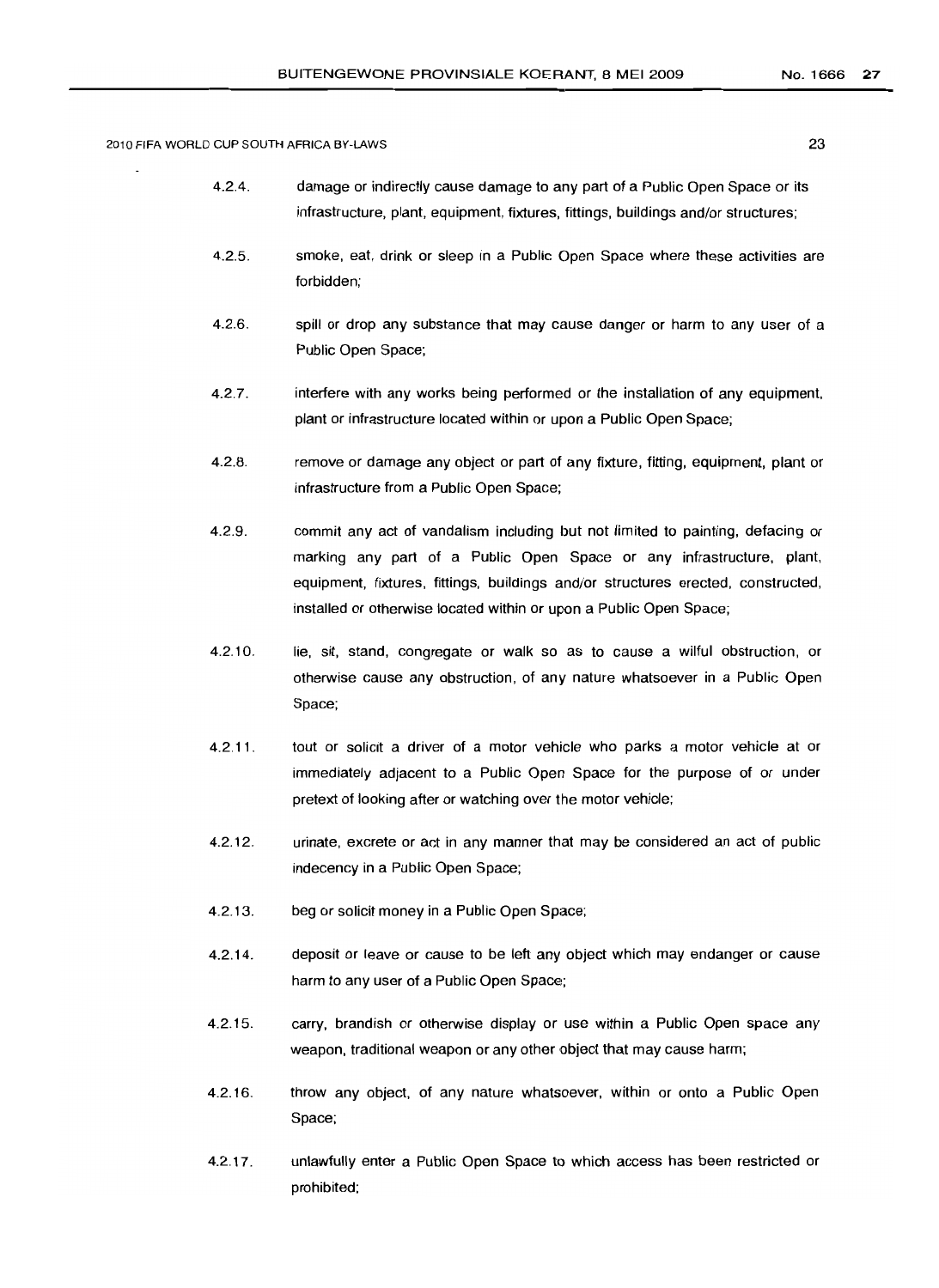4.2.4. damage or indirectly cause damage to any part of a Public Open Space or its infrastructure, plant, equipment, fixtures, fittings, buildings and/or structures;

4.2.5. smoke, eat, drink or sleep in a Public Open Space where these activities are forbidden;

4.2.6. spill or drop any substance that may cause danger or harm to any user of a Public Open Space;

4.2.7. interfere with any works being performed or the installation of any equipment, plant or infrastructure located within or upon a Public Open Space;

4.2.8. remove or damage any object or part of any fixture, fitting, equipment, plant or infrastructure from a Public Open Space;

4.2.9. commit any act of vandalism including but not limited to painting, defacing or marking any part of a Public Open Space or any infrastructure, plant, equipment, fixtures, fittings, buildings and/or structures erected, constructed, installed or otherwise located within or upon a Public Open Space;

4.2.10. lie, sit, stand, congregate or walk so as to cause a wilful obstruction, or otherwise cause any obstruction, of any nature whatsoever in a Public Open Space;

4.2.11. tout or solicit a driver of a motor vehicle who parks a motor vehicle at or immediately adjacent to a Public Open Space for the purpose of or under pretext of looking after or watching over the motor vehicle;

4.2.12. urinate, excrete or act in any manner that may be considered an act of public indecency in a Public Open Space;

4.2.13. beg or solicit money in a Public Open Space;

4.2.14. deposit or leave or cause to be left any object which may endanger or cause harm to any user of a Public Open Space;

4.2.15. carry, brandish or otherwise display or use within a Public Open space any weapon, traditional weapon or any other object that may cause harm;

4.2.16. throw any object, of any nature whatsoever, within or onto a Public Open Space;

4.2.17. unlawfully enter a Public Open Space to which access has been restricted or prohibited;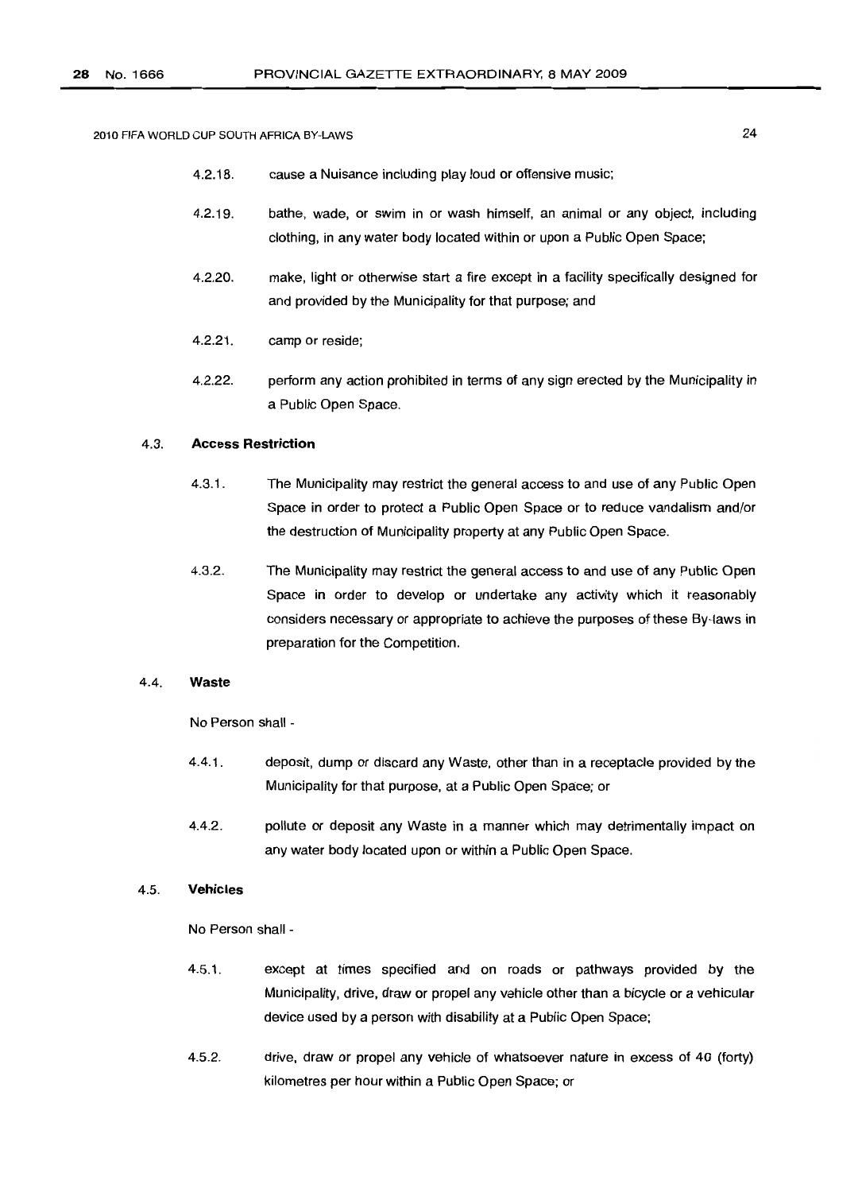4.2.18. cause a Nuisance including play loud or offensive music;

4.2.19. bathe, wade, or swim in or wash himself, an animal or any object, including clothing, in any water body located within or upon a Public Open Space;

4.2.20. make, light or otherwise start a fire except in a facility specifically designed for and provided by the Municipality for that purpose; and

4.2.21. camp or reside;

4.2.22. perform any action prohibited in terms of any sign erected by the Municipality in a Public Open Space.

### 4.3. Access Restriction

4.3.1. The Municipality may restrict the general access to and use of any Public Open Space in order to protect a Public Open Space or to reduce vandalism and/or the destruction of Municipality property at any Public Open Space.

4.3.2. The Municipality may restrict the general access to and use of any Public Open Space in order to develop or undertake any activity which it reasonably considers necessary or appropriate to achieve the purposes of these By-laws in preparation for the Competition.

### 4.4. Waste

No Person shall -

4.4.1. deposit, dump or discard any Waste, other than in a receptacle provided by the Municipality for that purpose, at a Public Open Space; or

4.4.2. pollute or deposit any Waste in a manner which may detrimentally impact on any water body located upon or within a Public Open Space.

### 4.5. Vehicles

No Person shall -

4.5.1. except at times specified and on roads or pathways provided by the Municipality, drive, draw or propel any vehicle other than a bicycle or a vehicular device used by a person with disability at a Public Open Space;

4.5.2. drive, draw or propel any vehicle of whatsoever nature in excess of 40 (forty) kilometres per hour within a Public Open Space; or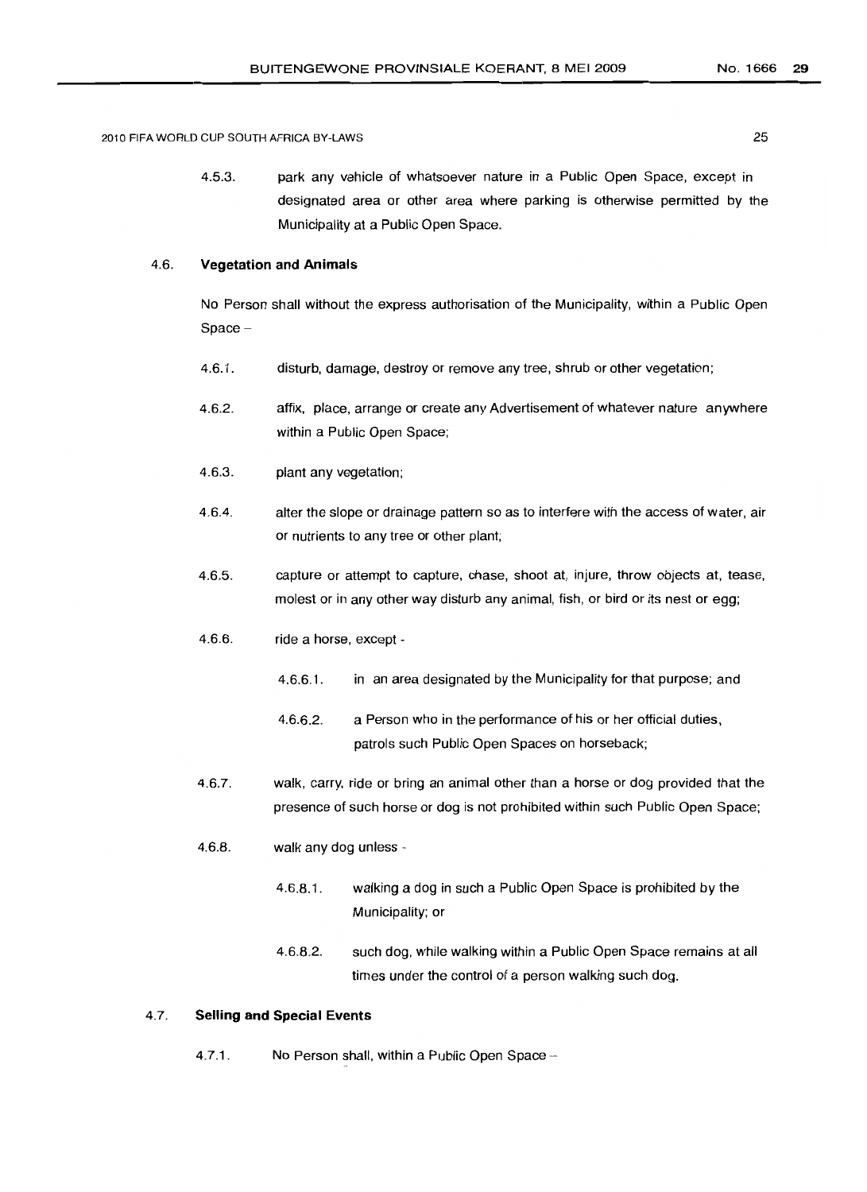4.5.3. park any vehicle of whatsoever nature in a Public Open Space, except in designated area or other area where parking is otherwise permitted by the Municipality at a Public Open Space.

### 4.6. Vegetation and Animals

No Person shall without the express authorisation of the Municipality, within a Public Open Space –

4.6.1. disturb, damage, destroy or remove any tree, shrub or other vegetation;

4.6.2. affix, place, arrange or create any Advertisement of whatever nature anywhere within a Public Open Space;

4.6.3. plant any vegetation;

4.6.4. alter the slope or drainage pattern so as to interfere with the access of water, air or nutrients to any tree or other plant;

4.6.5. capture or attempt to capture, chase, shoot at, injure, throw objects at, tease, molest or in any other way disturb any animal, fish, or bird or its nest or egg;

4.6.6. ride a horse, except -

4.6.6.1. in an area designated by the Municipality for that purpose; and

4.6.6.2. a Person who in the performance of his or her official duties, patrols such Public Open Spaces on horseback;

4.6.7. walk, carry, ride or bring an animal other than a horse or dog provided that the presence of such horse or dog is not prohibited within such Public Open Space;

4.6.8. walk any dog unless -

4.6.8.1. walking a dog in such a Public Open Space is prohibited by the Municipality; or

4.6.8.2. such dog, while walking within a Public Open Space remains at all times under the control of a person walking such dog.

### 4.7. Selling and Special Events

4.7.1. No Person shall, within a Public Open Space –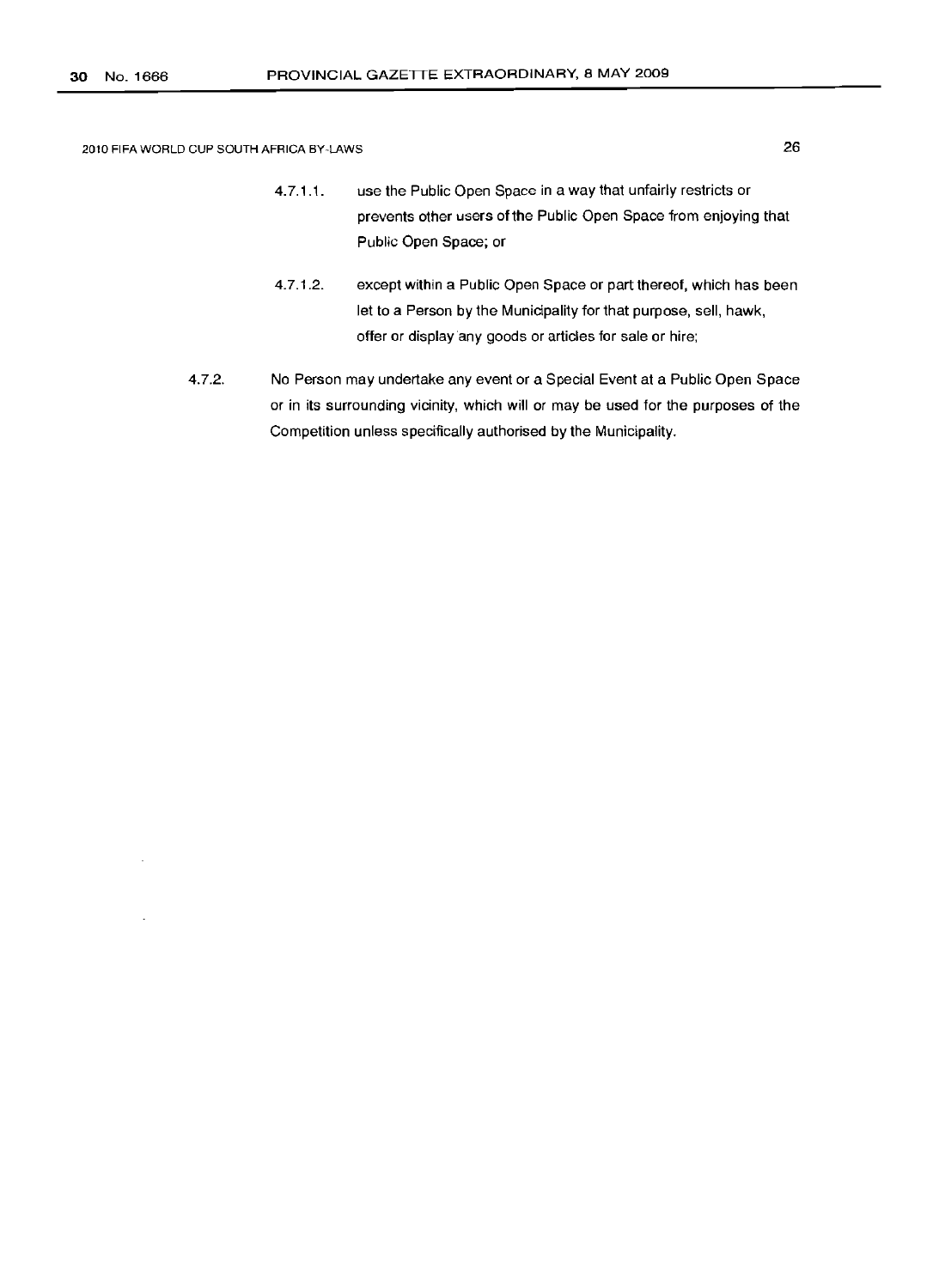4.7.1.1. use the Public Open Space in a way that unfairly restricts or prevents other users of the Public Open Space from enjoying that Public Open Space; or

4.7.1.2. except within a Public Open Space or part thereof, which has been let to a Person by the Municipality for that purpose, sell, hawk, offer or display any goods or articles for sale or hire;

4.7.2. No Person may undertake any event or a Special Event at a Public Open Space or in its surrounding vicinity, which will or may be used for the purposes of the Competition unless specifically authorised by the Municipality.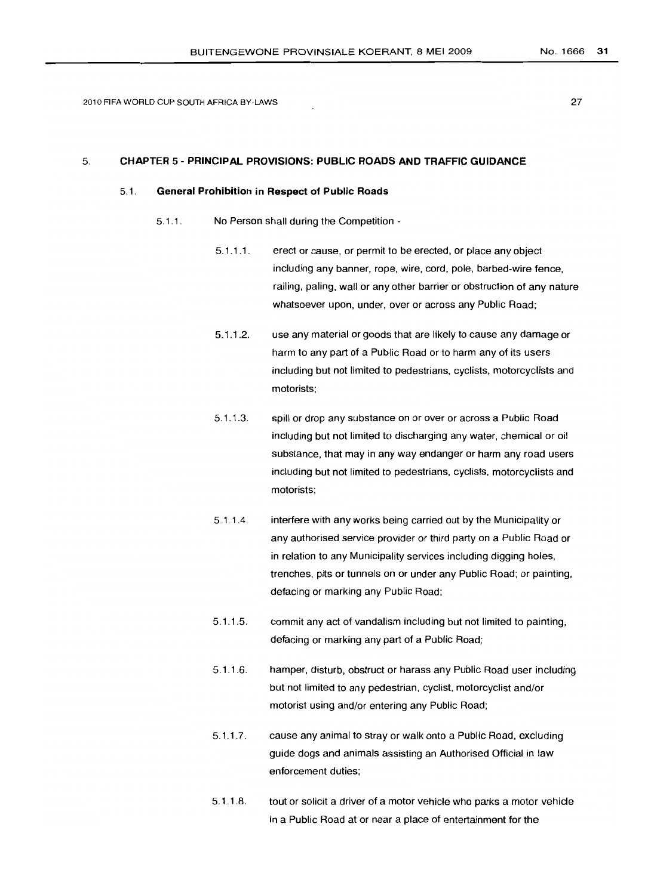## 5. CHAPTER 5 - PRINCIPAL PROVISIONS: PUBLIC ROADS AND TRAFFIC GUIDANCE

### 5.1. General Prohibition in Respect of Public Roads

5.1.1. No Person shall during the Competition -

5.1.1.1. erect or cause, or permit to be erected, or place any object including any banner, rope, wire, cord, pole, barbed-wire fence, railing, paling, wall or any other barrier or obstruction of any nature whatsoever upon, under, over or across any Public Road;

5.1.1.2. use any material or goods that are likely to cause any damage or harm to any part of a Public Road or to harm any of its users including but not limited to pedestrians, cyclists, motorcyclists and motorists;

5.1.1.3. spill or drop any substance on or over or across a Public Road including but not limited to discharging any water, chemical or oil substance, that may in any way endanger or harm any road users including but not limited to pedestrians, cyclists, motorcyclists and motorists;

5.1.1.4. interfere with any works being carried out by the Municipality or any authorised service provider or third party on a Public Road or in relation to any Municipality services including digging holes, trenches, pits or tunnels on or under any Public Road; or painting, defacing or marking any Public Road;

5.1.1.5. commit any act of vandalism including but not limited to painting, defacing or marking any part of a Public Road;

5.1.1.6. hamper, disturb, obstruct or harass any Public Road user including but not limited to any pedestrian, cyclist, motorcyclist and/or motorist using and/or entering any Public Road;

5.1.1.7. cause any animal to stray or walk onto a Public Road, excluding guide dogs and animals assisting an Authorised Official in law enforcement duties;

5.1.1.8. tout or solicit a driver of a motor vehicle who parks a motor vehicle in a Public Road at or near a place of entertainment for the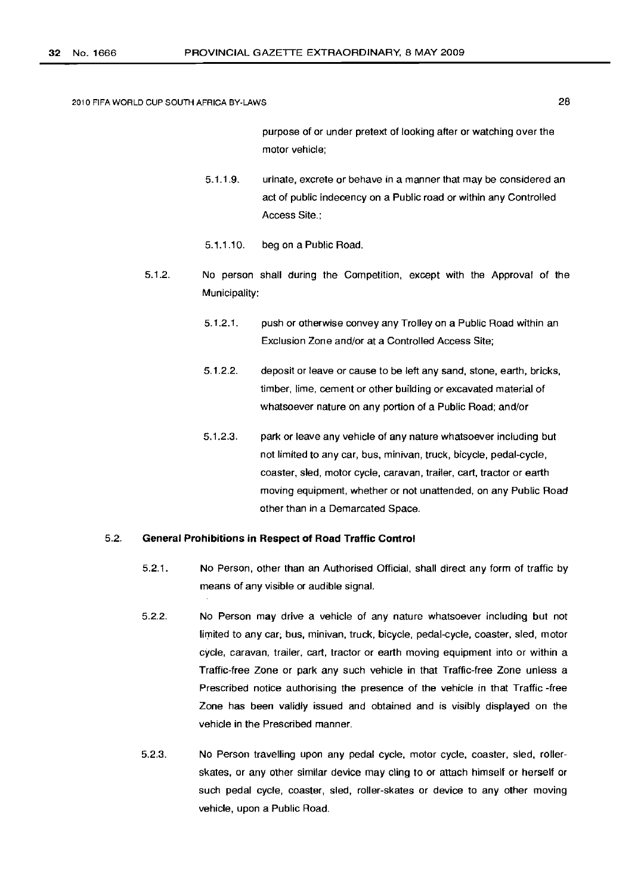purpose of or under pretext of looking after or watching over the motor vehicle;

5.1.1.9. urinate, excrete or behave in a manner that may be considered an act of public indecency on a Public road or within any Controlled Access Site.;

5.1.1.10. beg on a Public Road.

5.1.2. No person shall during the Competition, except with the Approval of the Municipality:

5.1.2.1. push or otherwise convey any Trolley on a Public Road within an Exclusion Zone and/or at a Controlled Access Site;

5.1.2.2. deposit or leave or cause to be left any sand, stone, earth, bricks, timber, lime, cement or other building or excavated material of whatsoever nature on any portion of a Public Road; and/or

5.1.2.3. park or leave any vehicle of any nature whatsoever including but not limited to any car, bus, minivan, truck, bicycle, pedal-cycle, coaster, sled, motor cycle, caravan, trailer, cart, tractor or earth moving equipment, whether or not unattended, on any Public Road other than in a Demarcated Space.

### 5.2. General Prohibitions in Respect of Road Traffic Control

5.2.1. No Person, other than an Authorised Official, shall direct any form of traffic by means of any visible or audible signal.

5.2.2. No Person may drive a vehicle of any nature whatsoever including but not limited to any car; bus, minivan, truck, bicycle, pedal-cycle, coaster, sled, motor cycle, caravan, trailer, cart, tractor or earth moving equipment into or within a Traffic-free Zone or park any such vehicle in that Traffic-free Zone unless a Prescribed notice authorising the presence of the vehicle in that Traffic -free Zone has been validly issued and obtained and is visibly displayed on the vehicle in the Prescribed manner.

5.2.3. No Person travelling upon any pedal cycle, motor cycle, coaster, sled, roller-skates, or any other similar device may cling to or attach himself or herself or such pedal cycle, coaster, sled, roller-skates or device to any other moving vehicle, upon a Public Road.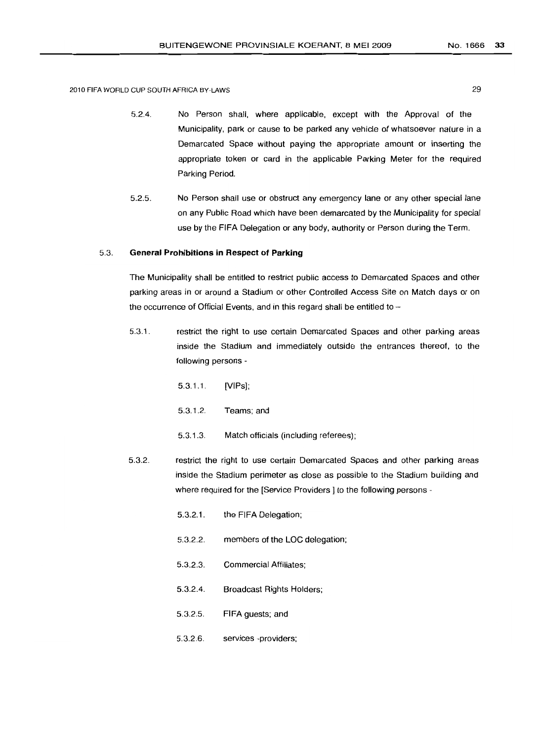5.2.4. No Person shall, where applicable, except with the Approval of the Municipality, park or cause to be parked any vehicle of whatsoever nature in a Demarcated Space without paying the appropriate amount or inserting the appropriate token or card in the applicable Parking Meter for the required Parking Period.

5.2.5. No Person shall use or obstruct any emergency lane or any other special lane on any Public Road which have been demarcated by the Municipality for special use by the FIFA Delegation or any body, authority or Person during the Term.

### 5.3. General Prohibitions in Respect of Parking

The Municipality shall be entitled to restrict public access to Demarcated Spaces and other parking areas in or around a Stadium or other Controlled Access Site on Match days or on the occurrence of Official Events, and in this regard shall be entitled to –

5.3.1. restrict the right to use certain Demarcated Spaces and other parking areas inside the Stadium and immediately outside the entrances thereof, to the following persons -

5.3.1.1. [VIPs];

5.3.1.2. Teams; and

5.3.1.3. Match officials (including referees);

5.3.2. restrict the right to use certain Demarcated Spaces and other parking areas inside the Stadium perimeter as close as possible to the Stadium building and where required for the [Service Providers ] to the following persons -

5.3.2.1. the FIFA Delegation;

5.3.2.2. members of the LOC delegation;

5.3.2.3. Commercial Affiliates;

5.3.2.4. Broadcast Rights Holders;

5.3.2.5. FIFA guests; and

5.3.2.6. services -providers;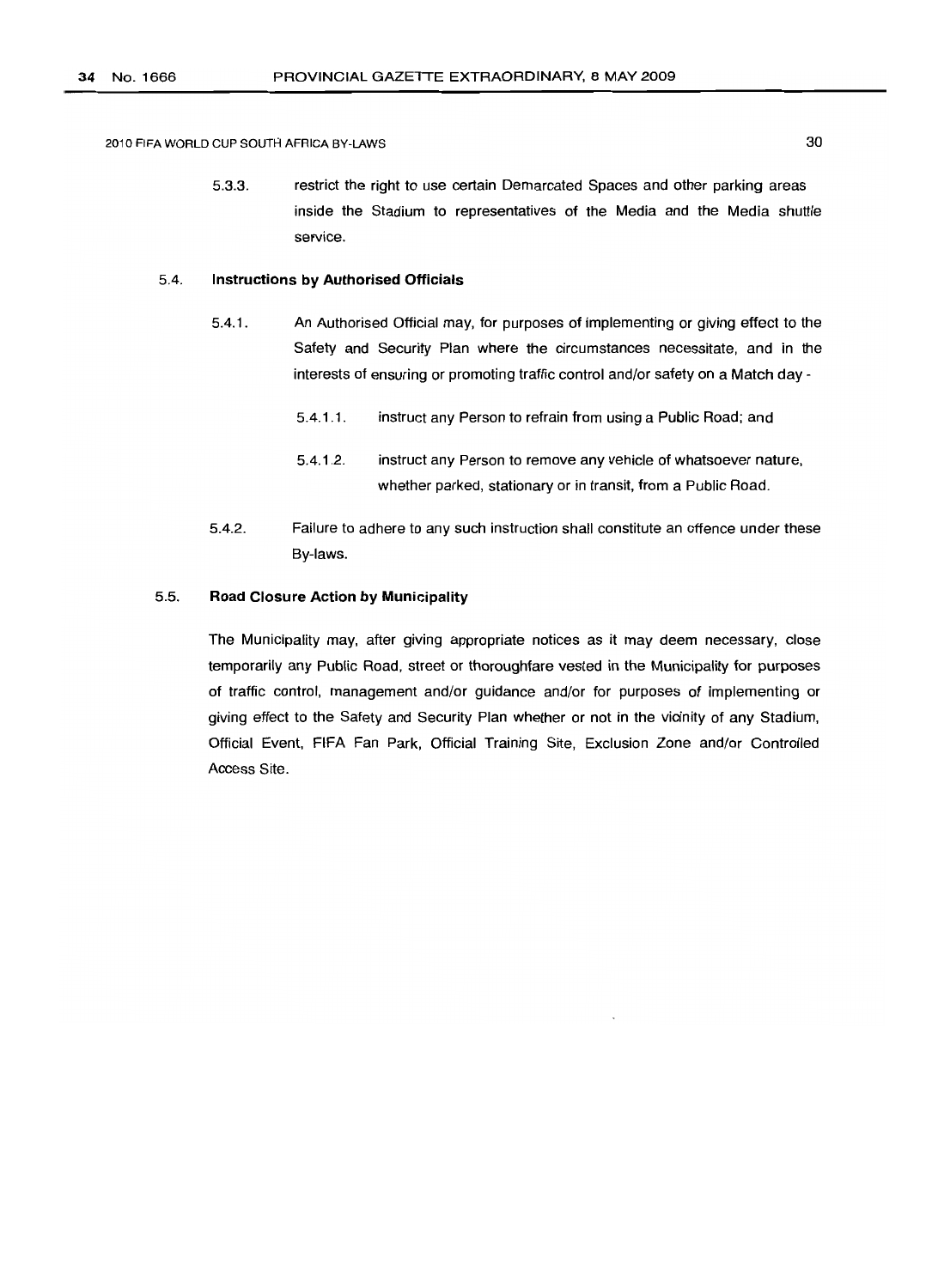5.3.3. restrict the right to use certain Demarcated Spaces and other parking areas inside the Stadium to representatives of the Media and the Media shuttle service.

### 5.4. Instructions by Authorised Officials

5.4.1. An Authorised Official may, for purposes of implementing or giving effect to the Safety and Security Plan where the circumstances necessitate, and in the interests of ensuring or promoting traffic control and/or safety on a Match day -

5.4.1.1. instruct any Person to refrain from using a Public Road; and

5.4.1.2. instruct any Person to remove any vehicle of whatsoever nature, whether parked, stationary or in transit, from a Public Road.

5.4.2. Failure to adhere to any such instruction shall constitute an offence under these By-laws.

### 5.5. Road Closure Action by Municipality

The Municipality may, after giving appropriate notices as it may deem necessary, close temporarily any Public Road, street or thoroughfare vested in the Municipality for purposes of traffic control, management and/or guidance and/or for purposes of implementing or giving effect to the Safety and Security Plan whether or not in the vicinity of any Stadium, Official Event, FIFA Fan Park, Official Training Site, Exclusion Zone and/or Controlled Access Site.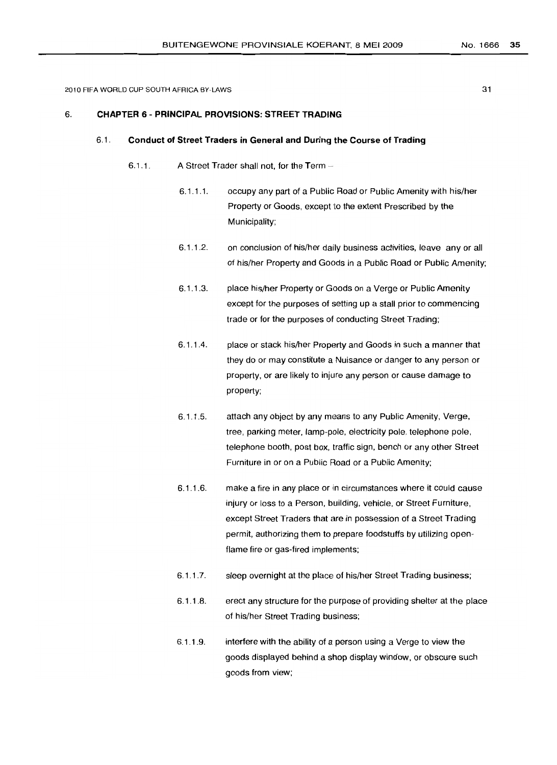## 6. CHAPTER 6 - PRINCIPAL PROVISIONS: STREET TRADING

### 6.1. Conduct of Street Traders in General and During the Course of Trading

6.1.1. A Street Trader shall not, for the Term –

6.1.1.1. occupy any part of a Public Road or Public Amenity with his/her Property or Goods, except to the extent Prescribed by the Municipality;

6.1.1.2. on conclusion of his/her daily business activities, leave any or all of his/her Property and Goods in a Public Road or Public Amenity;

6.1.1.3. place his/her Property or Goods on a Verge or Public Amenity except for the purposes of setting up a stall prior to commencing trade or for the purposes of conducting Street Trading;

6.1.1.4. place or stack his/her Property and Goods in such a manner that they do or may constitute a Nuisance or danger to any person or property, or are likely to injure any person or cause damage to property;

6.1.1.5. attach any object by any means to any Public Amenity, Verge, tree, parking meter, lamp-pole, electricity pole, telephone pole, telephone booth, post box, traffic sign, bench or any other Street Furniture in or on a Public Road or a Public Amenity;

6.1.1.6. make a fire in any place or in circumstances where it could cause injury or loss to a Person, building, vehicle, or Street Furniture, except Street Traders that are in possession of a Street Trading permit, authorizing them to prepare foodstuffs by utilizing open-flame fire or gas-fired implements;

6.1.1.7. sleep overnight at the place of his/her Street Trading business;

6.1.1.8. erect any structure for the purpose of providing shelter at the place of his/her Street Trading business;

6.1.1.9. interfere with the ability of a person using a Verge to view the goods displayed behind a shop display window, or obscure such goods from view;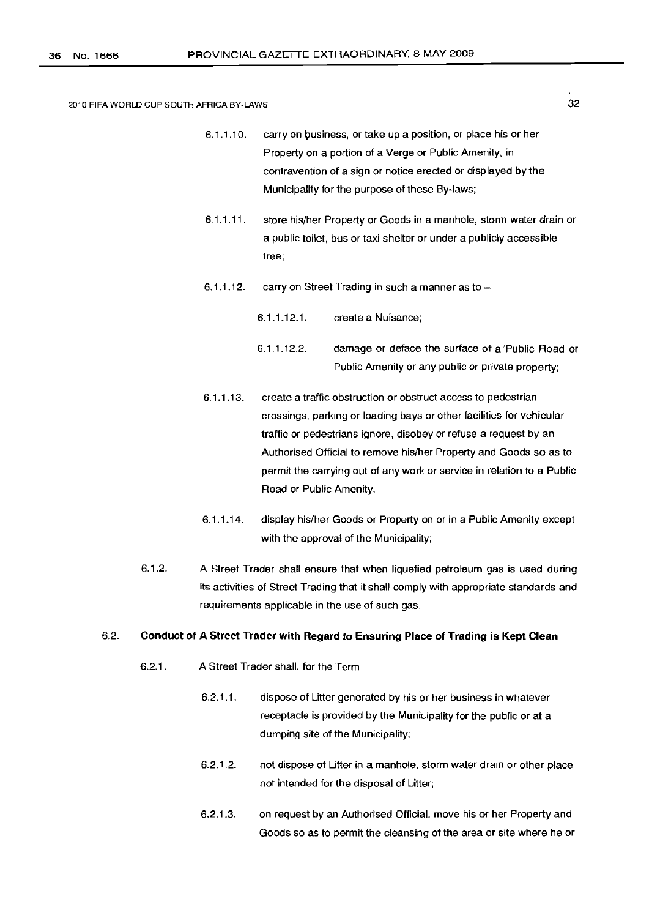6.1.1.10. carry on business, or take up a position, or place his or her Property on a portion of a Verge or Public Amenity, in contravention of a sign or notice erected or displayed by the Municipality for the purpose of these By-laws;

6.1.1.11. store his/her Property or Goods in a manhole, storm water drain or a public toilet, bus or taxi shelter or under a publicly accessible tree;

6.1.1.12. carry on Street Trading in such a manner as to –

6.1.1.12.1. create a Nuisance;

6.1.1.12.2. damage or deface the surface of a Public Road or Public Amenity or any public or private property;

6.1.1.13. create a traffic obstruction or obstruct access to pedestrian crossings, parking or loading bays or other facilities for vehicular traffic or pedestrians ignore, disobey or refuse a request by an Authorised Official to remove his/her Property and Goods so as to permit the carrying out of any work or service in relation to a Public Road or Public Amenity.

6.1.1.14. display his/her Goods or Property on or in a Public Amenity except with the approval of the Municipality;

6.1.2. A Street Trader shall ensure that when liquefied petroleum gas is used during its activities of Street Trading that it shall comply with appropriate standards and requirements applicable in the use of such gas.

### 6.2. Conduct of A Street Trader with Regard to Ensuring Place of Trading is Kept Clean

6.2.1. A Street Trader shall, for the Term –

6.2.1.1. dispose of Litter generated by his or her business in whatever receptacle is provided by the Municipality for the public or at a dumping site of the Municipality;

6.2.1.2. not dispose of Litter in a manhole, storm water drain or other place not intended for the disposal of Litter;

6.2.1.3. on request by an Authorised Official, move his or her Property and Goods so as to permit the cleansing of the area or site where he or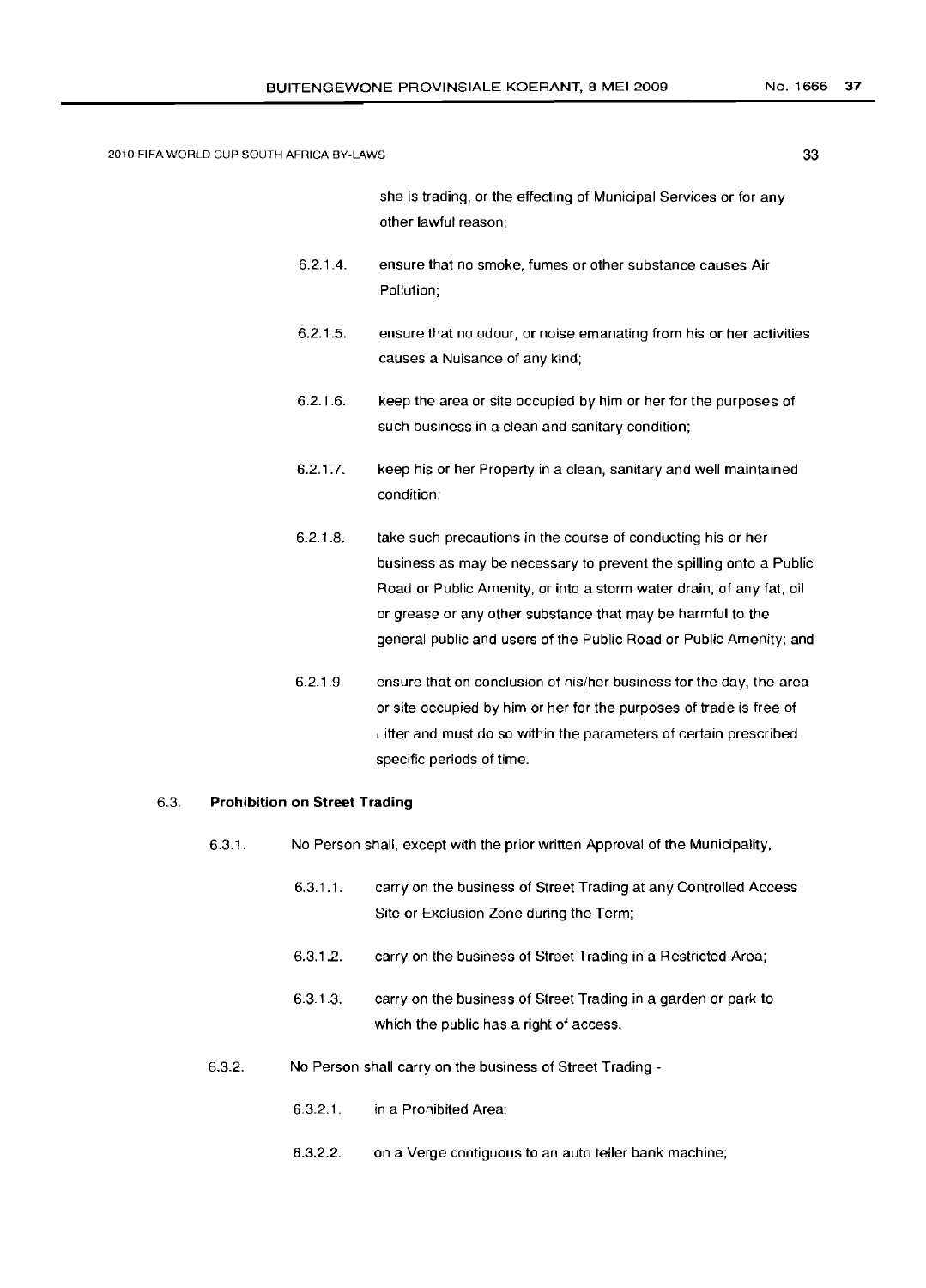she is trading, or the effecting of Municipal Services or for any other lawful reason;

6.2.1.4. ensure that no smoke, fumes or other substance causes Air Pollution;

6.2.1.5. ensure that no odour, or noise emanating from his or her activities causes a Nuisance of any kind;

6.2.1.6. keep the area or site occupied by him or her for the purposes of such business in a clean and sanitary condition;

6.2.1.7. keep his or her Property in a clean, sanitary and well maintained condition;

6.2.1.8. take such precautions in the course of conducting his or her business as may be necessary to prevent the spilling onto a Public Road or Public Amenity, or into a storm water drain, of any fat, oil or grease or any other substance that may be harmful to the general public and users of the Public Road or Public Amenity; and

6.2.1.9. ensure that on conclusion of his/her business for the day, the area or site occupied by him or her for the purposes of trade is free of Litter and must do so within the parameters of certain prescribed specific periods of time.

6.3. **Prohibition on Street Trading**

6.3.1. No Person shall, except with the prior written Approval of the Municipality,

6.3.1.1. carry on the business of Street Trading at any Controlled Access Site or Exclusion Zone during the Term;

6.3.1.2. carry on the business of Street Trading in a Restricted Area;

6.3.1.3. carry on the business of Street Trading in a garden or park to which the public has a right of access.

6.3.2. No Person shall carry on the business of Street Trading -

6.3.2.1. in a Prohibited Area;

6.3.2.2. on a Verge contiguous to an auto teller bank machine;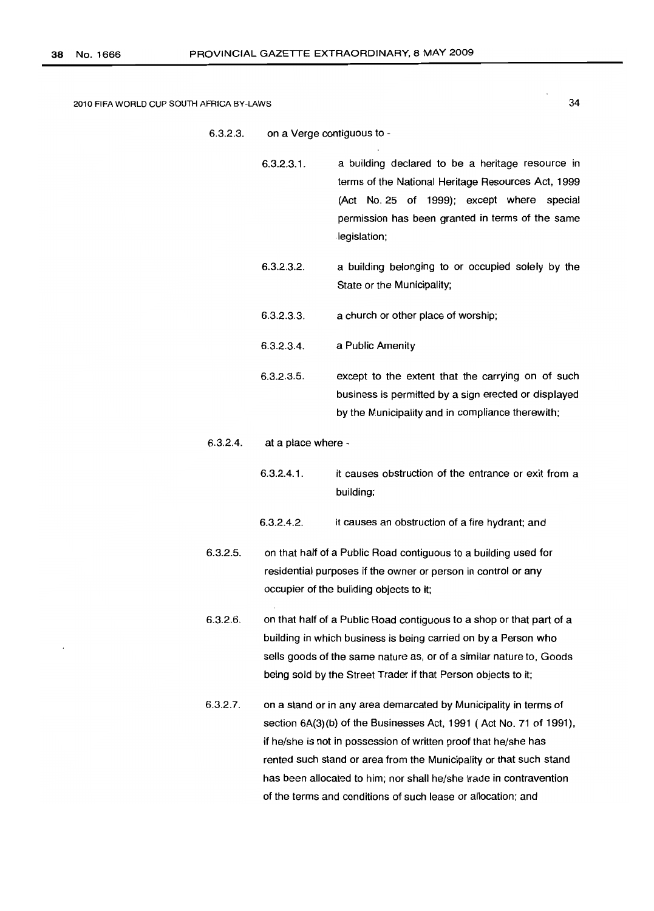6.3.2.3. on a Verge contiguous to -

- 6.3.2.3.1. a building declared to be a heritage resource in terms of the National Heritage Resources Act, 1999 (Act No. 25 of 1999); except where special permission has been granted in terms of the same legislation;

- 6.3.2.3.2. a building belonging to or occupied solely by the State or the Municipality;

- 6.3.2.3.3. a church or other place of worship;

- 6.3.2.3.4. a Public Amenity

- 6.3.2.3.5. except to the extent that the carrying on of such business is permitted by a sign erected or displayed by the Municipality and in compliance therewith;

6.3.2.4. at a place where -

- 6.3.2.4.1. it causes obstruction of the entrance or exit from a building;

- 6.3.2.4.2. it causes an obstruction of a fire hydrant; and

6.3.2.5. on that half of a Public Road contiguous to a building used for residential purposes if the owner or person in control or any occupier of the building objects to it;

6.3.2.6. on that half of a Public Road contiguous to a shop or that part of a building in which business is being carried on by a Person who sells goods of the same nature as, or of a similar nature to, Goods being sold by the Street Trader if that Person objects to it;

6.3.2.7. on a stand or in any area demarcated by Municipality in terms of section 6A(3)(b) of the Businesses Act, 1991 ( Act No. 71 of 1991), if he/she is not in possession of written proof that he/she has rented such stand or area from the Municipality or that such stand has been allocated to him; nor shall he/she trade in contravention of the terms and conditions of such lease or allocation; and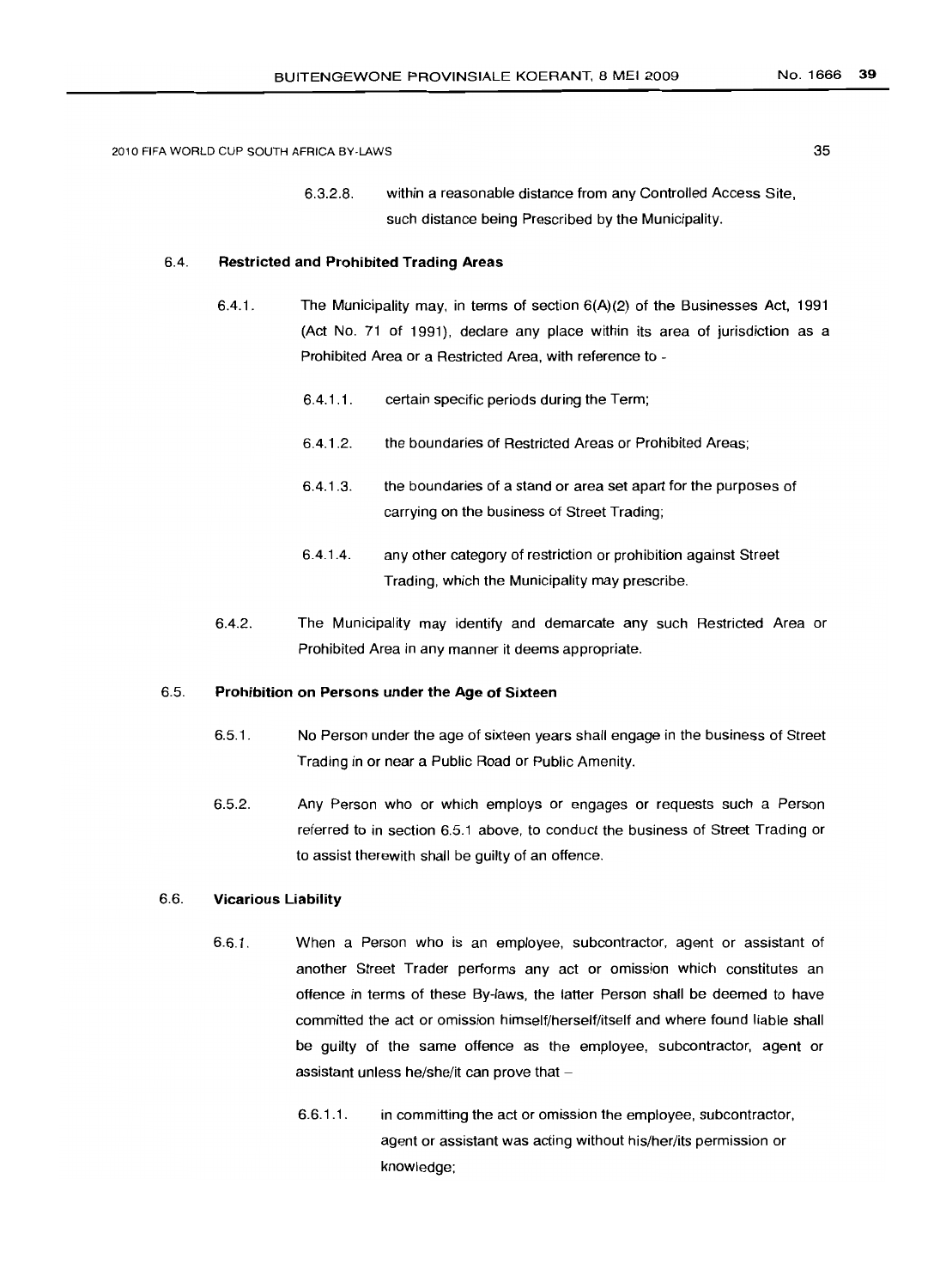6.3.2.8. within a reasonable distance from any Controlled Access Site, such distance being Prescribed by the Municipality.

### 6.4. Restricted and Prohibited Trading Areas

6.4.1. The Municipality may, in terms of section 6(A)(2) of the Businesses Act, 1991 (Act No. 71 of 1991), declare any place within its area of jurisdiction as a Prohibited Area or a Restricted Area, with reference to -

6.4.1.1. certain specific periods during the Term;

6.4.1.2. the boundaries of Restricted Areas or Prohibited Areas;

6.4.1.3. the boundaries of a stand or area set apart for the purposes of carrying on the business of Street Trading;

6.4.1.4. any other category of restriction or prohibition against Street Trading, which the Municipality may prescribe.

6.4.2. The Municipality may identify and demarcate any such Restricted Area or Prohibited Area in any manner it deems appropriate.

### 6.5. Prohibition on Persons under the Age of Sixteen

6.5.1. No Person under the age of sixteen years shall engage in the business of Street Trading in or near a Public Road or Public Amenity.

6.5.2. Any Person who or which employs or engages or requests such a Person referred to in section 6.5.1 above, to conduct the business of Street Trading or to assist therewith shall be guilty of an offence.

### 6.6. Vicarious Liability

6.6.1. When a Person who is an employee, subcontractor, agent or assistant of another Street Trader performs any act or omission which constitutes an offence in terms of these By-laws, the latter Person shall be deemed to have committed the act or omission himself/herself/itself and where found liable shall be guilty of the same offence as the employee, subcontractor, agent or assistant unless he/she/it can prove that –

6.6.1.1. in committing the act or omission the employee, subcontractor, agent or assistant was acting without his/her/its permission or knowledge;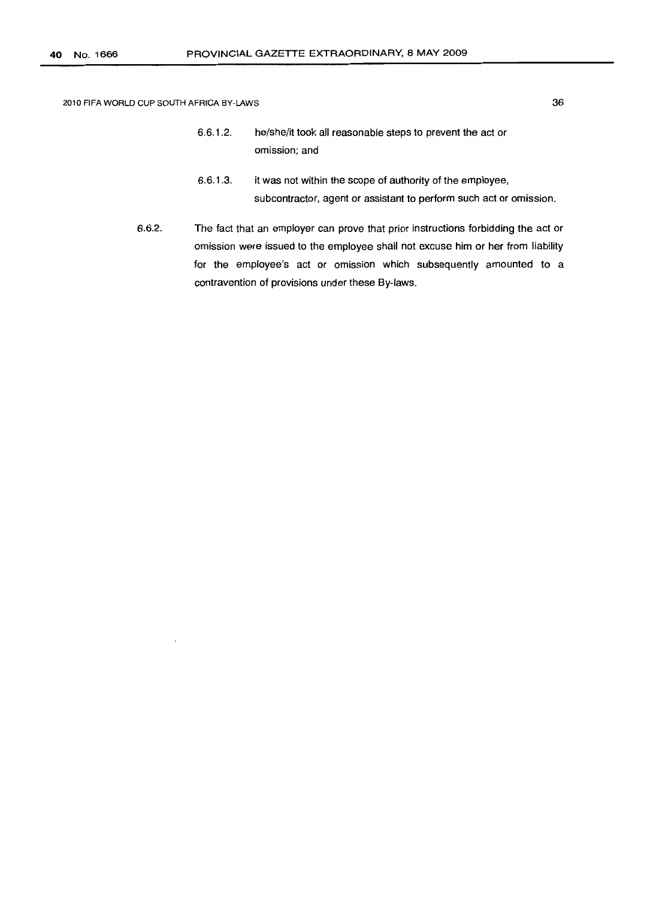6.6.1.2. he/she/it took all reasonable steps to prevent the act or omission; and

6.6.1.3. it was not within the scope of authority of the employee, subcontractor, agent or assistant to perform such act or omission.

6.6.2. The fact that an employer can prove that prior instructions forbidding the act or omission were issued to the employee shall not excuse him or her from liability for the employee's act or omission which subsequently amounted to a contravention of provisions under these By-laws.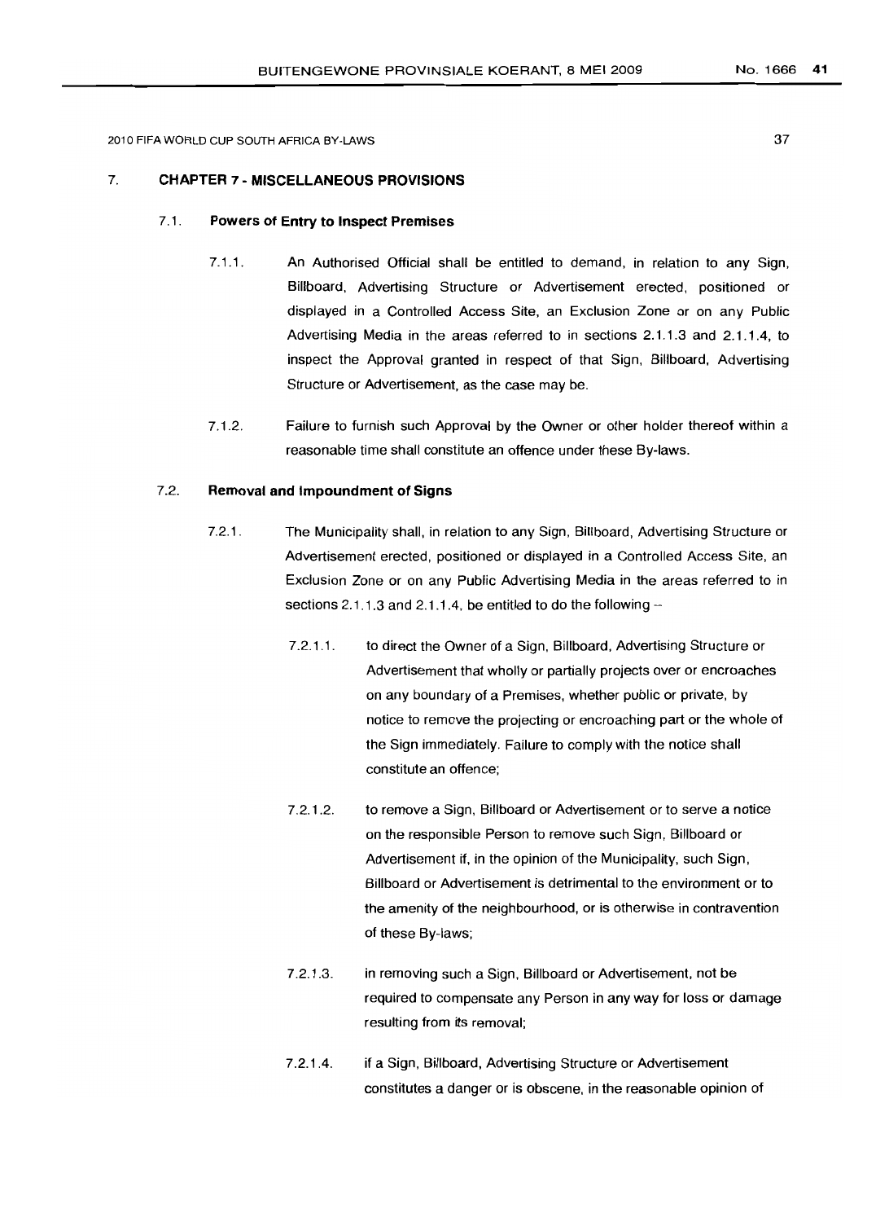## 7. CHAPTER 7 - MISCELLANEOUS PROVISIONS

### 7.1. Powers of Entry to Inspect Premises

7.1.1. An Authorised Official shall be entitled to demand, in relation to any Sign, Billboard, Advertising Structure or Advertisement erected, positioned or displayed in a Controlled Access Site, an Exclusion Zone or on any Public Advertising Media in the areas referred to in sections 2.1.1.3 and 2.1.1.4, to inspect the Approval granted in respect of that Sign, Billboard, Advertising Structure or Advertisement, as the case may be.

7.1.2. Failure to furnish such Approval by the Owner or other holder thereof within a reasonable time shall constitute an offence under these By-laws.

### 7.2. Removal and Impoundment of Signs

7.2.1. The Municipality shall, in relation to any Sign, Billboard, Advertising Structure or Advertisement erected, positioned or displayed in a Controlled Access Site, an Exclusion Zone or on any Public Advertising Media in the areas referred to in sections 2.1.1.3 and 2.1.1.4, be entitled to do the following –

7.2.1.1. to direct the Owner of a Sign, Billboard, Advertising Structure or Advertisement that wholly or partially projects over or encroaches on any boundary of a Premises, whether public or private, by notice to remove the projecting or encroaching part or the whole of the Sign immediately. Failure to comply with the notice shall constitute an offence;

7.2.1.2. to remove a Sign, Billboard or Advertisement or to serve a notice on the responsible Person to remove such Sign, Billboard or Advertisement if, in the opinion of the Municipality, such Sign, Billboard or Advertisement is detrimental to the environment or to the amenity of the neighbourhood, or is otherwise in contravention of these By-laws;

7.2.1.3. in removing such a Sign, Billboard or Advertisement, not be required to compensate any Person in any way for loss or damage resulting from its removal;

7.2.1.4. if a Sign, Billboard, Advertising Structure or Advertisement constitutes a danger or is obscene, in the reasonable opinion of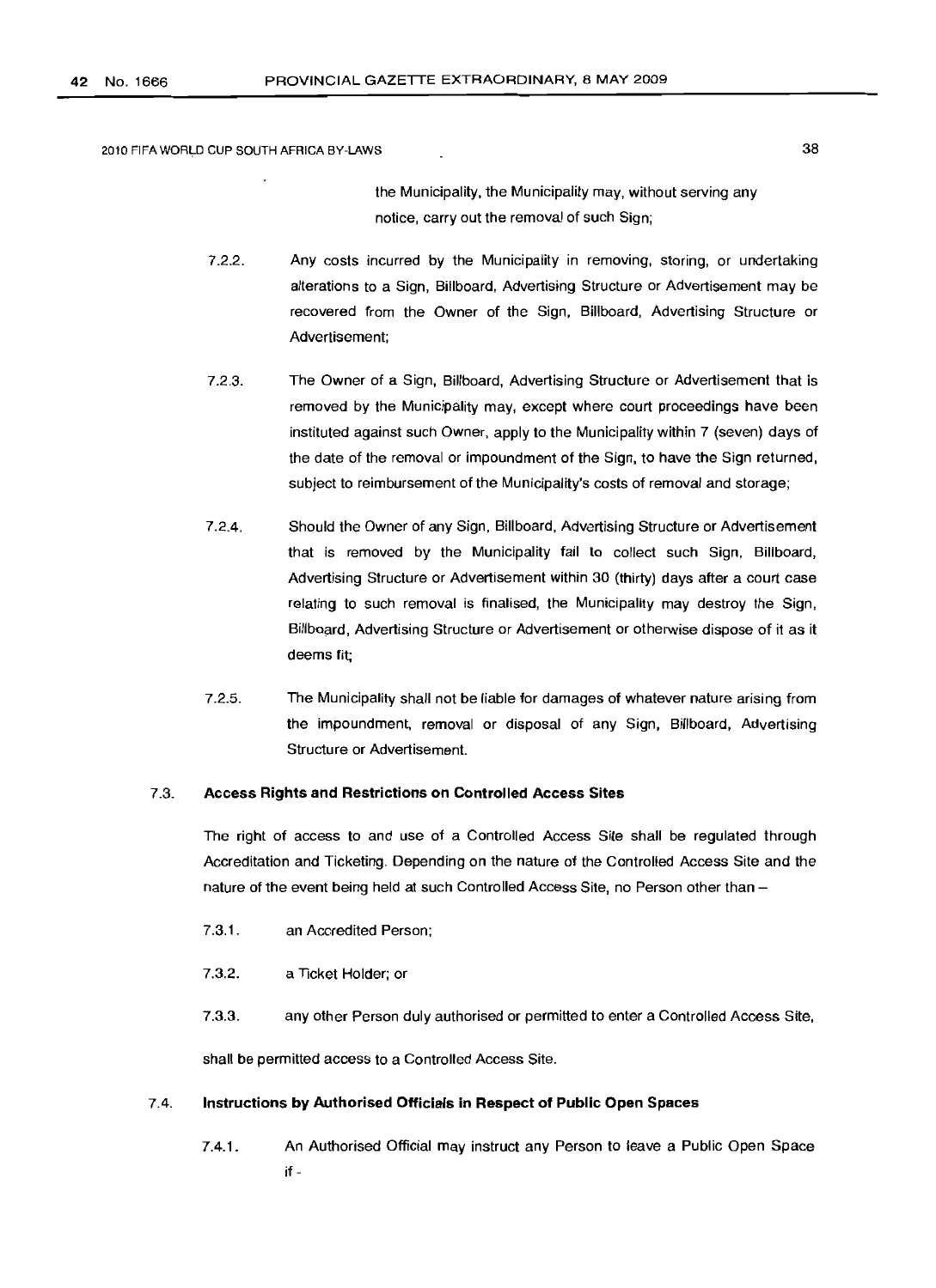the Municipality, the Municipality may, without serving any notice, carry out the removal of such Sign;

7.2.2. Any costs incurred by the Municipality in removing, storing, or undertaking alterations to a Sign, Billboard, Advertising Structure or Advertisement may be recovered from the Owner of the Sign, Billboard, Advertising Structure or Advertisement;

7.2.3. The Owner of a Sign, Billboard, Advertising Structure or Advertisement that is removed by the Municipality may, except where court proceedings have been instituted against such Owner, apply to the Municipality within 7 (seven) days of the date of the removal or impoundment of the Sign, to have the Sign returned, subject to reimbursement of the Municipality's costs of removal and storage;

7.2.4. Should the Owner of any Sign, Billboard, Advertising Structure or Advertisement that is removed by the Municipality fail to collect such Sign, Billboard, Advertising Structure or Advertisement within 30 (thirty) days after a court case relating to such removal is finalised, the Municipality may destroy the Sign, Billboard, Advertising Structure or Advertisement or otherwise dispose of it as it deems fit;

7.2.5. The Municipality shall not be liable for damages of whatever nature arising from the impoundment, removal or disposal of any Sign, Billboard, Advertising Structure or Advertisement.

### 7.3. Access Rights and Restrictions on Controlled Access Sites

The right of access to and use of a Controlled Access Site shall be regulated through Accreditation and Ticketing. Depending on the nature of the Controlled Access Site and the nature of the event being held at such Controlled Access Site, no Person other than –

7.3.1. an Accredited Person;

7.3.2. a Ticket Holder; or

7.3.3. any other Person duly authorised or permitted to enter a Controlled Access Site,

shall be permitted access to a Controlled Access Site.

### 7.4. Instructions by Authorised Officials in Respect of Public Open Spaces

7.4.1. An Authorised Official may instruct any Person to leave a Public Open Space if -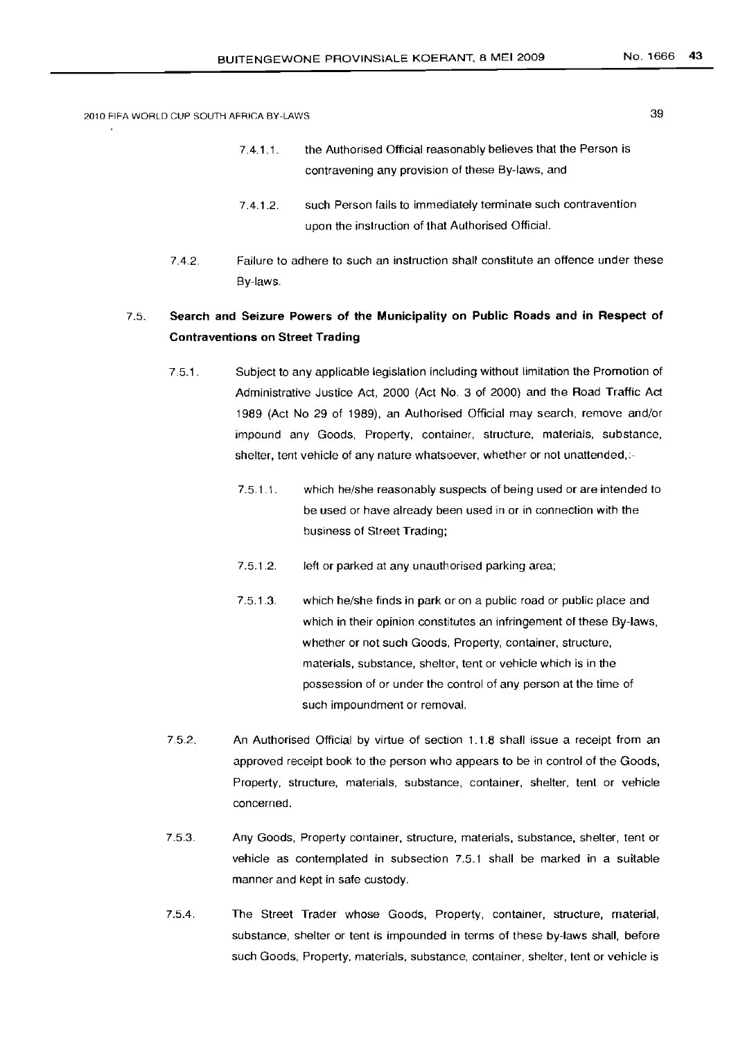7.4.1.1. the Authorised Official reasonably believes that the Person is contravening any provision of these By-laws, and

7.4.1.2. such Person fails to immediately terminate such contravention upon the instruction of that Authorised Official.

7.4.2. Failure to adhere to such an instruction shall constitute an offence under these By-laws.

7.5. **Search and Seizure Powers of the Municipality on Public Roads and in Respect of Contraventions on Street Trading**

7.5.1. Subject to any applicable legislation including without limitation the Promotion of Administrative Justice Act, 2000 (Act No. 3 of 2000) and the Road Traffic Act 1989 (Act No 29 of 1989), an Authorised Official may search, remove and/or impound any Goods, Property, container, structure, materials, substance, shelter, tent vehicle of any nature whatsoever, whether or not unattended,:-

7.5.1.1. which he/she reasonably suspects of being used or are intended to be used or have already been used in or in connection with the business of Street Trading;

7.5.1.2. left or parked at any unauthorised parking area;

7.5.1.3. which he/she finds in park or on a public road or public place and which in their opinion constitutes an infringement of these By-laws, whether or not such Goods, Property, container, structure, materials, substance, shelter, tent or vehicle which is in the possession of or under the control of any person at the time of such impoundment or removal.

7.5.2. An Authorised Official by virtue of section 1.1.8 shall issue a receipt from an approved receipt book to the person who appears to be in control of the Goods, Property, structure, materials, substance, container, shelter, tent or vehicle concerned.

7.5.3. Any Goods, Property container, structure, materials, substance, shelter, tent or vehicle as contemplated in subsection 7.5.1 shall be marked in a suitable manner and kept in safe custody.

7.5.4. The Street Trader whose Goods, Property, container, structure, material, substance, shelter or tent is impounded in terms of these by-laws shall, before such Goods, Property, materials, substance, container, shelter, tent or vehicle is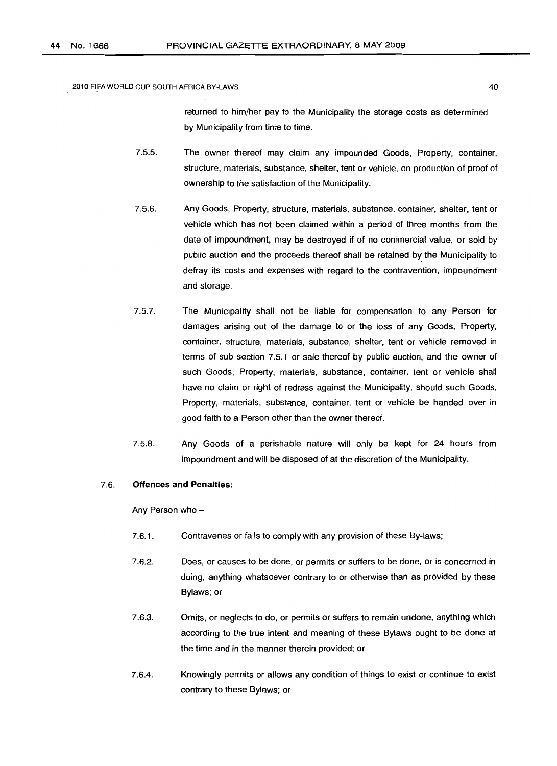returned to him/her pay to the Municipality the storage costs as determined by Municipality from time to time.

7.5.5. The owner thereof may claim any impounded Goods, Property, container, structure, materials, substance, shelter, tent or vehicle, on production of proof of ownership to the satisfaction of the Municipality.

7.5.6. Any Goods, Property, structure, materials, substance, container, shelter, tent or vehicle which has not been claimed within a period of three months from the date of impoundment, may be destroyed if of no commercial value, or sold by public auction and the proceeds thereof shall be retained by the Municipality to defray its costs and expenses with regard to the contravention, impoundment and storage.

7.5.7. The Municipality shall not be liable for compensation to any Person for damages arising out of the damage to or the loss of any Goods, Property, container, structure, materials, substance, shelter, tent or vehicle removed in terms of sub section 7.5.1 or sale thereof by public auction, and the owner of such Goods, Property, materials, substance, container, tent or vehicle shall have no claim or right of redress against the Municipality, should such Goods, Property, materials, substance, container, tent or vehicle be handed over in good faith to a Person other than the owner thereof.

7.5.8. Any Goods of a perishable nature will only be kept for 24 hours from impoundment and will be disposed of at the discretion of the Municipality.

### 7.6. Offences and Penalties:

Any Person who –

7.6.1. Contravenes or fails to comply with any provision of these By-laws;

7.6.2. Does, or causes to be done, or permits or suffers to be done, or is concerned in doing, anything whatsoever contrary to or otherwise than as provided by these Bylaws; or

7.6.3. Omits, or neglects to do, or permits or suffers to remain undone, anything which according to the true intent and meaning of these Bylaws ought to be done at the time and in the manner therein provided; or

7.6.4. Knowingly permits or allows any condition of things to exist or continue to exist contrary to these Bylaws; or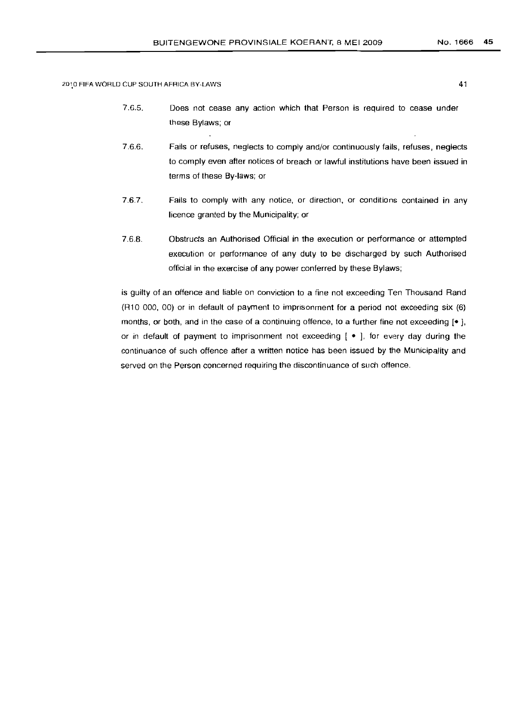7.6.5. Does not cease any action which that Person is required to cease under these Bylaws; or

7.6.6. Fails or refuses, neglects to comply and/or continuously fails, refuses, neglects to comply even after notices of breach or lawful institutions have been issued in terms of these By-laws; or

7.6.7. Fails to comply with any notice, or direction, or conditions contained in any licence granted by the Municipality; or

7.6.8. Obstructs an Authorised Official in the execution or performance or attempted execution or performance of any duty to be discharged by such Authorised official in the exercise of any power conferred by these Bylaws;

is guilty of an offence and liable on conviction to a fine not exceeding Ten Thousand Rand (R10 000, 00) or in default of payment to imprisonment for a period not exceeding six (6) months, or both, and in the case of a continuing offence, to a further fine not exceeding [• ], or in default of payment to imprisonment not exceeding [ • ], for every day during the continuance of such offence after a written notice has been issued by the Municipality and served on the Person concerned requiring the discontinuance of such offence.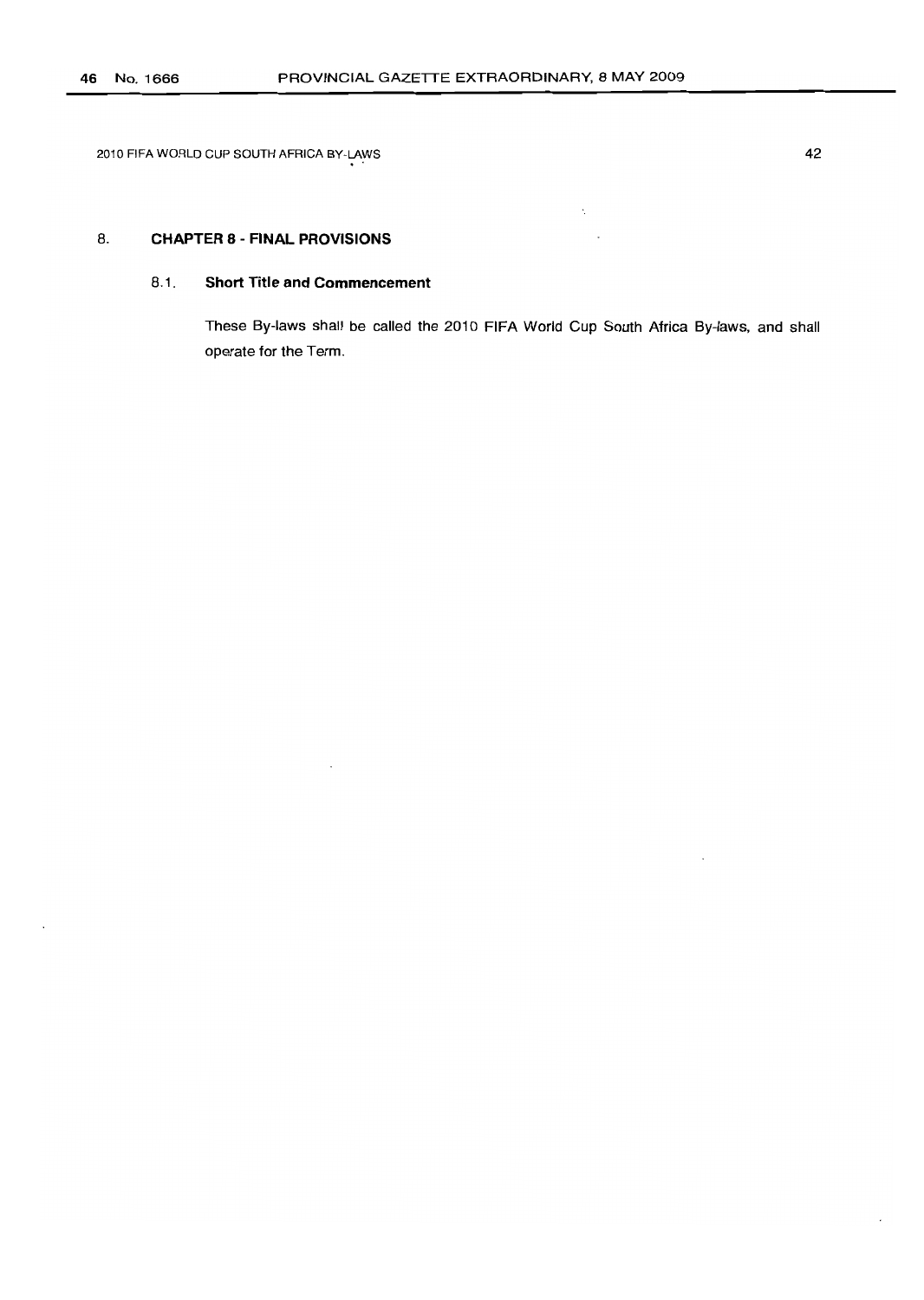## 8. CHAPTER 8 - FINAL PROVISIONS

### 8.1. Short Title and Commencement

These By-laws shall be called the 2010 FIFA World Cup South Africa By-laws, and shall operate for the Term.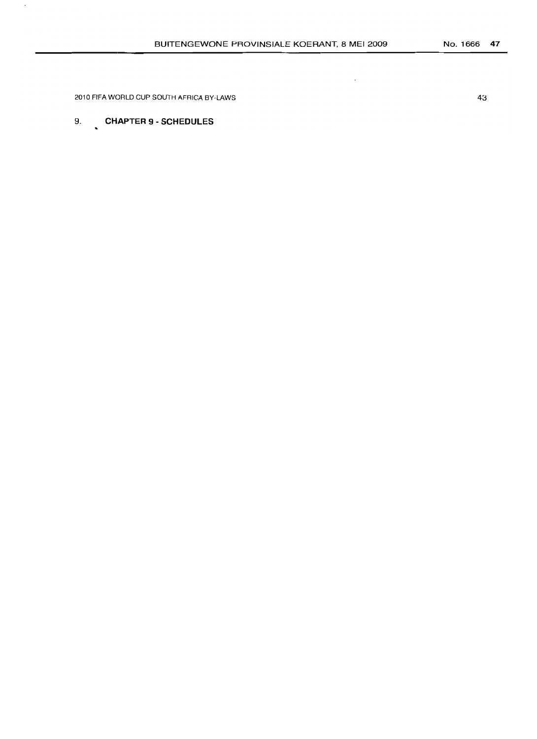## 9. CHAPTER 9 - SCHEDULES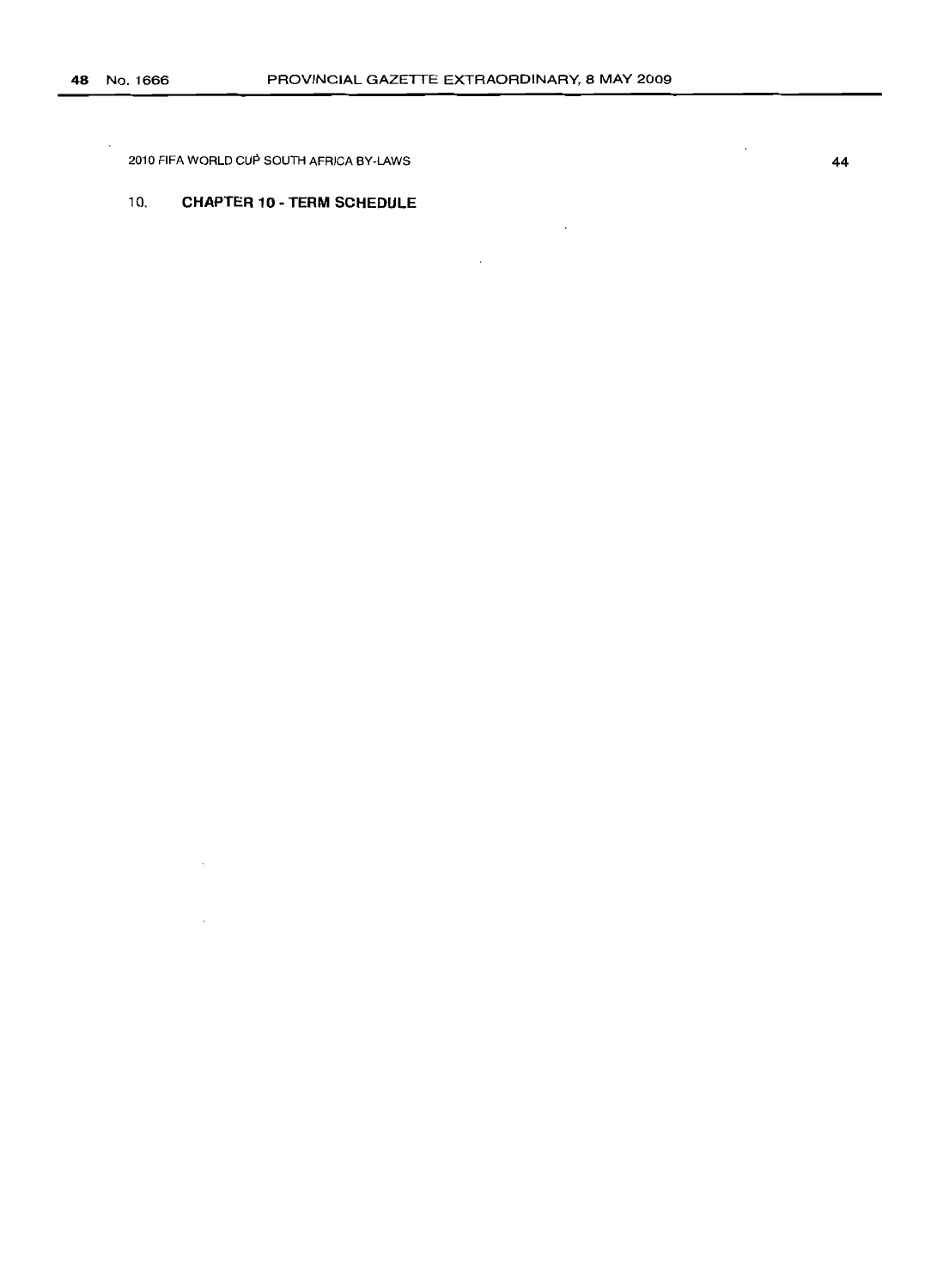## 10. CHAPTER 10 - TERM SCHEDULE